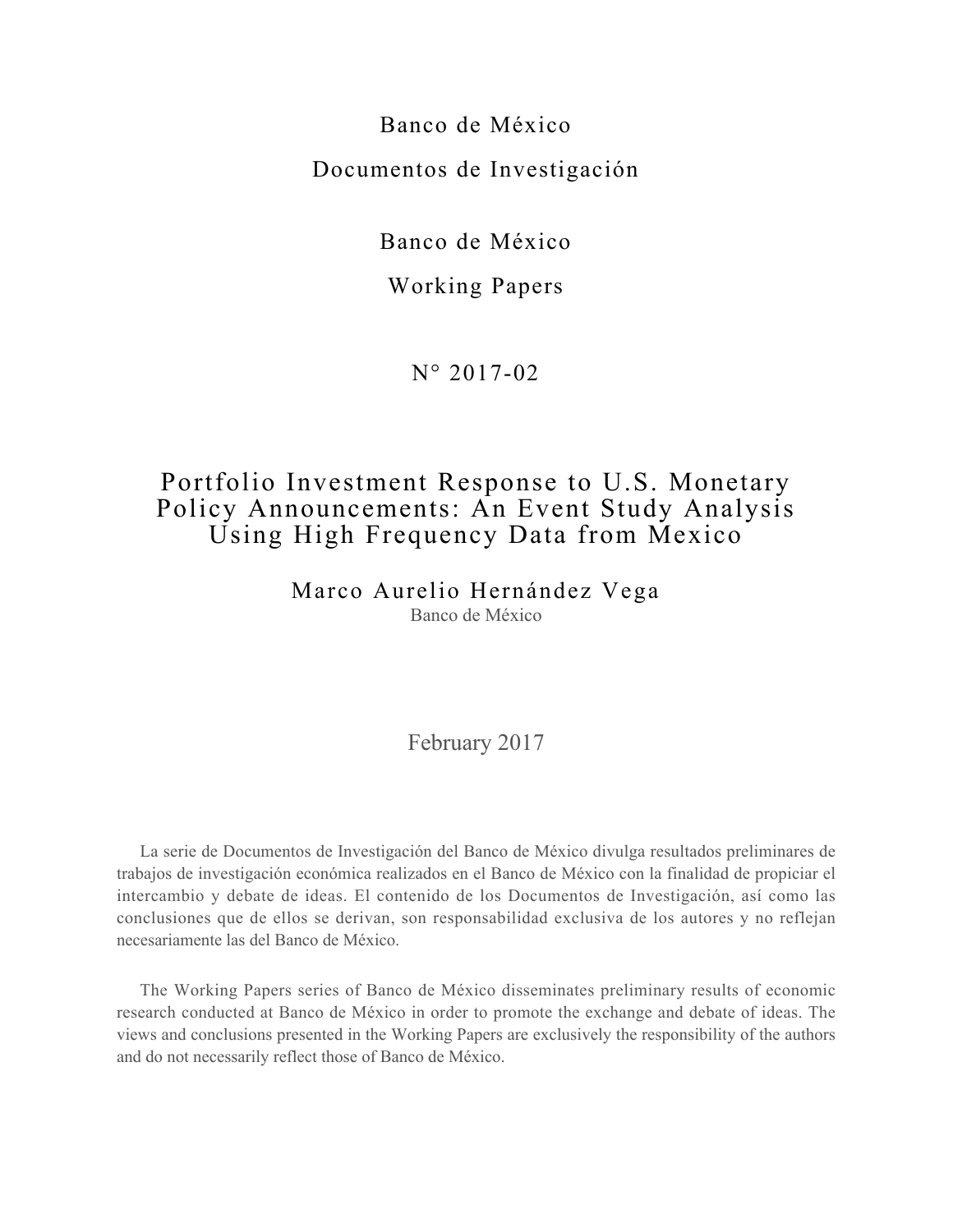Banco de México

Documentos de Investigación

Banco de México

Working Papers

N° 2017-02

# Portfolio Investment Response to U.S. Monetary Policy Announcements: An Event Study Analysis Using High Frequency Data from Mexico

Marco Aurelio Hernández Vega
Banco de México

February 2017

La serie de Documentos de Investigación del Banco de México divulga resultados preliminares de trabajos de investigación económica realizados en el Banco de México con la finalidad de propiciar el intercambio y debate de ideas. El contenido de los Documentos de Investigación, así como las conclusiones que de ellos se derivan, son responsabilidad exclusiva de los autores y no reflejan necesariamente las del Banco de México.

The Working Papers series of Banco de México disseminates preliminary results of economic research conducted at Banco de México in order to promote the exchange and debate of ideas. The views and conclusions presented in the Working Papers are exclusively the responsibility of the authors and do not necessarily reflect those of Banco de México.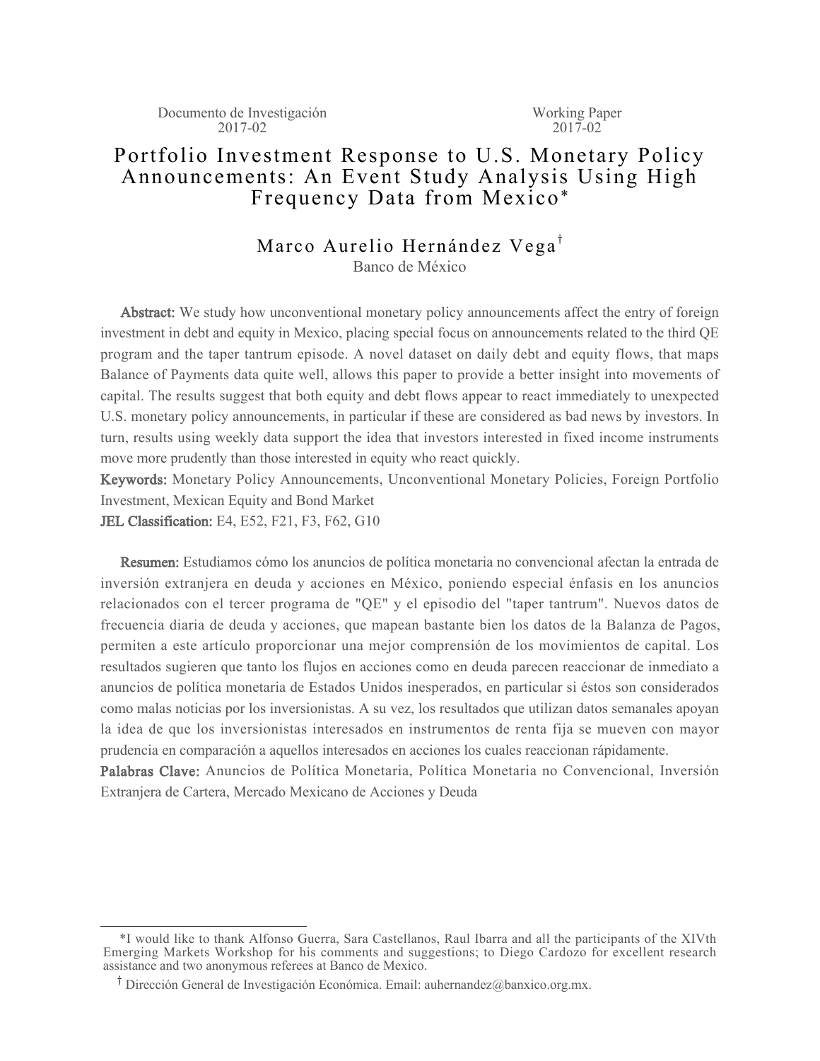Documento de Investigación
2017-02

Working Paper
2017-02

# Portfolio Investment Response to U.S. Monetary Policy Announcements: An Event Study Analysis Using High Frequency Data from Mexico*

Marco Aurelio Hernández Vega[†]
Banco de México

**Abstract:** We study how unconventional monetary policy announcements affect the entry of foreign investment in debt and equity in Mexico, placing special focus on announcements related to the third QE program and the taper tantrum episode. A novel dataset on daily debt and equity flows, that maps Balance of Payments data quite well, allows this paper to provide a better insight into movements of capital. The results suggest that both equity and debt flows appear to react immediately to unexpected U.S. monetary policy announcements, in particular if these are considered as bad news by investors. In turn, results using weekly data support the idea that investors interested in fixed income instruments move more prudently than those interested in equity who react quickly.

**Keywords:** Monetary Policy Announcements, Unconventional Monetary Policies, Foreign Portfolio Investment, Mexican Equity and Bond Market

**JEL Classification:** E4, E52, F21, F3, F62, G10

**Resumen:** Estudiamos cómo los anuncios de política monetaria no convencional afectan la entrada de inversión extranjera en deuda y acciones en México, poniendo especial énfasis en los anuncios relacionados con el tercer programa de "QE" y el episodio del "taper tantrum". Nuevos datos de frecuencia diaria de deuda y acciones, que mapean bastante bien los datos de la Balanza de Pagos, permiten a este artículo proporcionar una mejor comprensión de los movimientos de capital. Los resultados sugieren que tanto los flujos en acciones como en deuda parecen reaccionar de inmediato a anuncios de política monetaria de Estados Unidos inesperados, en particular si éstos son considerados como malas noticias por los inversionistas. A su vez, los resultados que utilizan datos semanales apoyan la idea de que los inversionistas interesados en instrumentos de renta fija se mueven con mayor prudencia en comparación a aquellos interesados en acciones los cuales reaccionan rápidamente.

**Palabras Clave:** Anuncios de Política Monetaria, Política Monetaria no Convencional, Inversión Extranjera de Cartera, Mercado Mexicano de Acciones y Deuda

---

*I would like to thank Alfonso Guerra, Sara Castellanos, Raul Ibarra and all the participants of the XIVth Emerging Markets Workshop for his comments and suggestions; to Diego Cardozo for excellent research assistance and two anonymous referees at Banco de Mexico.

[†] Dirección General de Investigación Económica. Email: auhernandez@banxico.org.mx.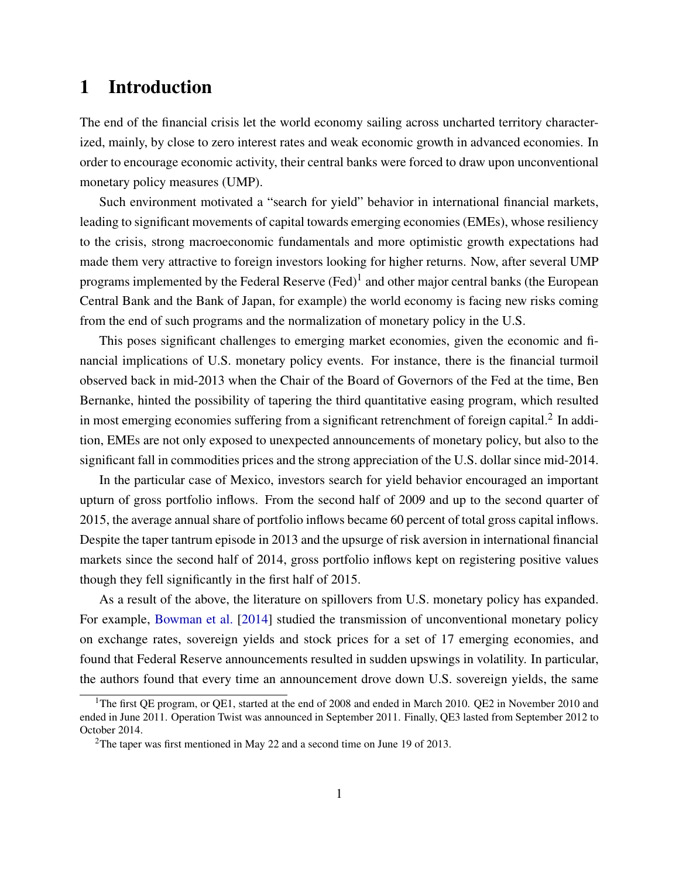# 1 Introduction

The end of the financial crisis let the world economy sailing across uncharted territory characterized, mainly, by close to zero interest rates and weak economic growth in advanced economies. In order to encourage economic activity, their central banks were forced to draw upon unconventional monetary policy measures (UMP).

Such environment motivated a "search for yield" behavior in international financial markets, leading to significant movements of capital towards emerging economies (EMEs), whose resiliency to the crisis, strong macroeconomic fundamentals and more optimistic growth expectations had made them very attractive to foreign investors looking for higher returns. Now, after several UMP programs implemented by the Federal Reserve (Fed)[1] and other major central banks (the European Central Bank and the Bank of Japan, for example) the world economy is facing new risks coming from the end of such programs and the normalization of monetary policy in the U.S.

This poses significant challenges to emerging market economies, given the economic and financial implications of U.S. monetary policy events. For instance, there is the financial turmoil observed back in mid-2013 when the Chair of the Board of Governors of the Fed at the time, Ben Bernanke, hinted the possibility of tapering the third quantitative easing program, which resulted in most emerging economies suffering from a significant retrenchment of foreign capital.[2] In addition, EMEs are not only exposed to unexpected announcements of monetary policy, but also to the significant fall in commodities prices and the strong appreciation of the U.S. dollar since mid-2014.

In the particular case of Mexico, investors search for yield behavior encouraged an important upturn of gross portfolio inflows. From the second half of 2009 and up to the second quarter of 2015, the average annual share of portfolio inflows became 60 percent of total gross capital inflows. Despite the taper tantrum episode in 2013 and the upsurge of risk aversion in international financial markets since the second half of 2014, gross portfolio inflows kept on registering positive values though they fell significantly in the first half of 2015.

As a result of the above, the literature on spillovers from U.S. monetary policy has expanded. For example, Bowman et al. [2014] studied the transmission of unconventional monetary policy on exchange rates, sovereign yields and stock prices for a set of 17 emerging economies, and found that Federal Reserve announcements resulted in sudden upswings in volatility. In particular, the authors found that every time an announcement drove down U.S. sovereign yields, the same

[1] The first QE program, or QE1, started at the end of 2008 and ended in March 2010. QE2 in November 2010 and ended in June 2011. Operation Twist was announced in September 2011. Finally, QE3 lasted from September 2012 to October 2014.

[2] The taper was first mentioned in May 22 and a second time on June 19 of 2013.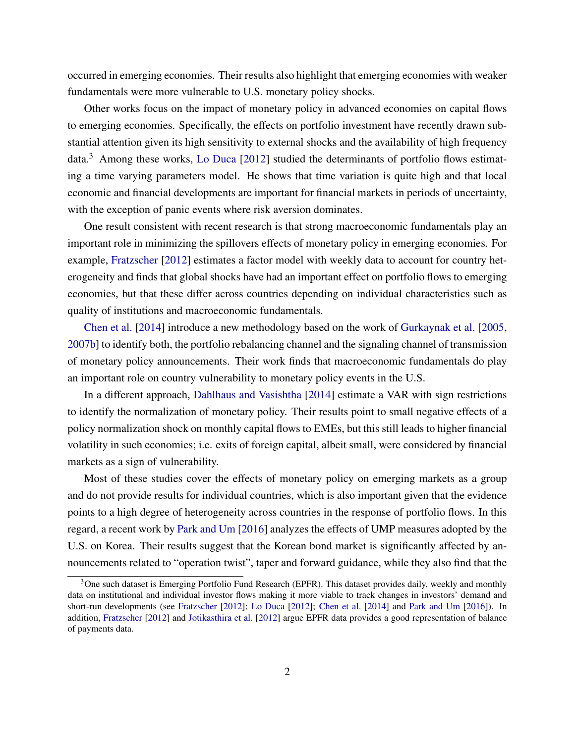occurred in emerging economies. Their results also highlight that emerging economies with weaker fundamentals were more vulnerable to U.S. monetary policy shocks.

Other works focus on the impact of monetary policy in advanced economies on capital flows to emerging economies. Specifically, the effects on portfolio investment have recently drawn substantial attention given its high sensitivity to external shocks and the availability of high frequency data.[3] Among these works, Lo Duca [2012] studied the determinants of portfolio flows estimating a time varying parameters model. He shows that time variation is quite high and that local economic and financial developments are important for financial markets in periods of uncertainty, with the exception of panic events where risk aversion dominates.

One result consistent with recent research is that strong macroeconomic fundamentals play an important role in minimizing the spillovers effects of monetary policy in emerging economies. For example, Fratzscher [2012] estimates a factor model with weekly data to account for country heterogeneity and finds that global shocks have had an important effect on portfolio flows to emerging economies, but that these differ across countries depending on individual characteristics such as quality of institutions and macroeconomic fundamentals.

Chen et al. [2014] introduce a new methodology based on the work of Gurkaynak et al. [2005, 2007b] to identify both, the portfolio rebalancing channel and the signaling channel of transmission of monetary policy announcements. Their work finds that macroeconomic fundamentals do play an important role on country vulnerability to monetary policy events in the U.S.

In a different approach, Dahlhaus and Vasishtha [2014] estimate a VAR with sign restrictions to identify the normalization of monetary policy. Their results point to small negative effects of a policy normalization shock on monthly capital flows to EMEs, but this still leads to higher financial volatility in such economies; i.e. exits of foreign capital, albeit small, were considered by financial markets as a sign of vulnerability.

Most of these studies cover the effects of monetary policy on emerging markets as a group and do not provide results for individual countries, which is also important given that the evidence points to a high degree of heterogeneity across countries in the response of portfolio flows. In this regard, a recent work by Park and Um [2016] analyzes the effects of UMP measures adopted by the U.S. on Korea. Their results suggest that the Korean bond market is significantly affected by announcements related to "operation twist", taper and forward guidance, while they also find that the

[3] One such dataset is Emerging Portfolio Fund Research (EPFR). This dataset provides daily, weekly and monthly data on institutional and individual investor flows making it more viable to track changes in investors' demand and short-run developments (see Fratzscher [2012]; Lo Duca [2012]; Chen et al. [2014] and Park and Um [2016]). In addition, Fratzscher [2012] and Jotikasthira et al. [2012] argue EPFR data provides a good representation of balance of payments data.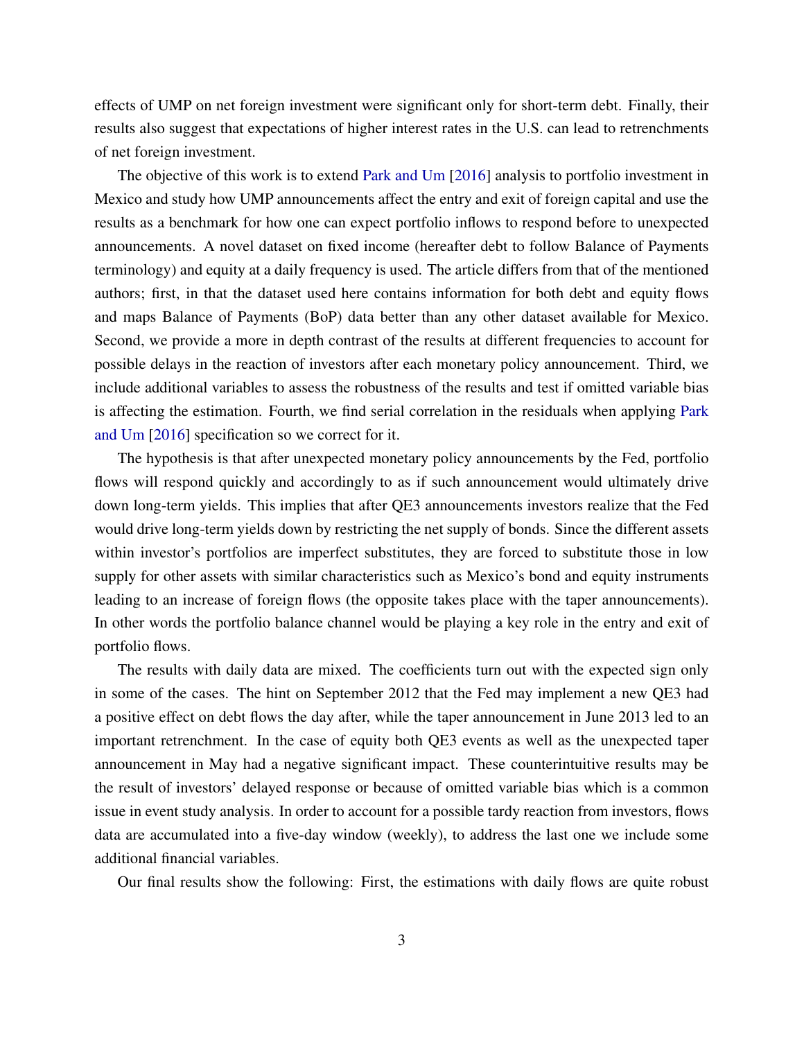effects of UMP on net foreign investment were significant only for short-term debt. Finally, their results also suggest that expectations of higher interest rates in the U.S. can lead to retrenchments of net foreign investment.

The objective of this work is to extend Park and Um [2016] analysis to portfolio investment in Mexico and study how UMP announcements affect the entry and exit of foreign capital and use the results as a benchmark for how one can expect portfolio inflows to respond before to unexpected announcements. A novel dataset on fixed income (hereafter debt to follow Balance of Payments terminology) and equity at a daily frequency is used. The article differs from that of the mentioned authors; first, in that the dataset used here contains information for both debt and equity flows and maps Balance of Payments (BoP) data better than any other dataset available for Mexico. Second, we provide a more in depth contrast of the results at different frequencies to account for possible delays in the reaction of investors after each monetary policy announcement. Third, we include additional variables to assess the robustness of the results and test if omitted variable bias is affecting the estimation. Fourth, we find serial correlation in the residuals when applying Park and Um [2016] specification so we correct for it.

The hypothesis is that after unexpected monetary policy announcements by the Fed, portfolio flows will respond quickly and accordingly to as if such announcement would ultimately drive down long-term yields. This implies that after QE3 announcements investors realize that the Fed would drive long-term yields down by restricting the net supply of bonds. Since the different assets within investor's portfolios are imperfect substitutes, they are forced to substitute those in low supply for other assets with similar characteristics such as Mexico's bond and equity instruments leading to an increase of foreign flows (the opposite takes place with the taper announcements). In other words the portfolio balance channel would be playing a key role in the entry and exit of portfolio flows.

The results with daily data are mixed. The coefficients turn out with the expected sign only in some of the cases. The hint on September 2012 that the Fed may implement a new QE3 had a positive effect on debt flows the day after, while the taper announcement in June 2013 led to an important retrenchment. In the case of equity both QE3 events as well as the unexpected taper announcement in May had a negative significant impact. These counterintuitive results may be the result of investors' delayed response or because of omitted variable bias which is a common issue in event study analysis. In order to account for a possible tardy reaction from investors, flows data are accumulated into a five-day window (weekly), to address the last one we include some additional financial variables.

Our final results show the following: First, the estimations with daily flows are quite robust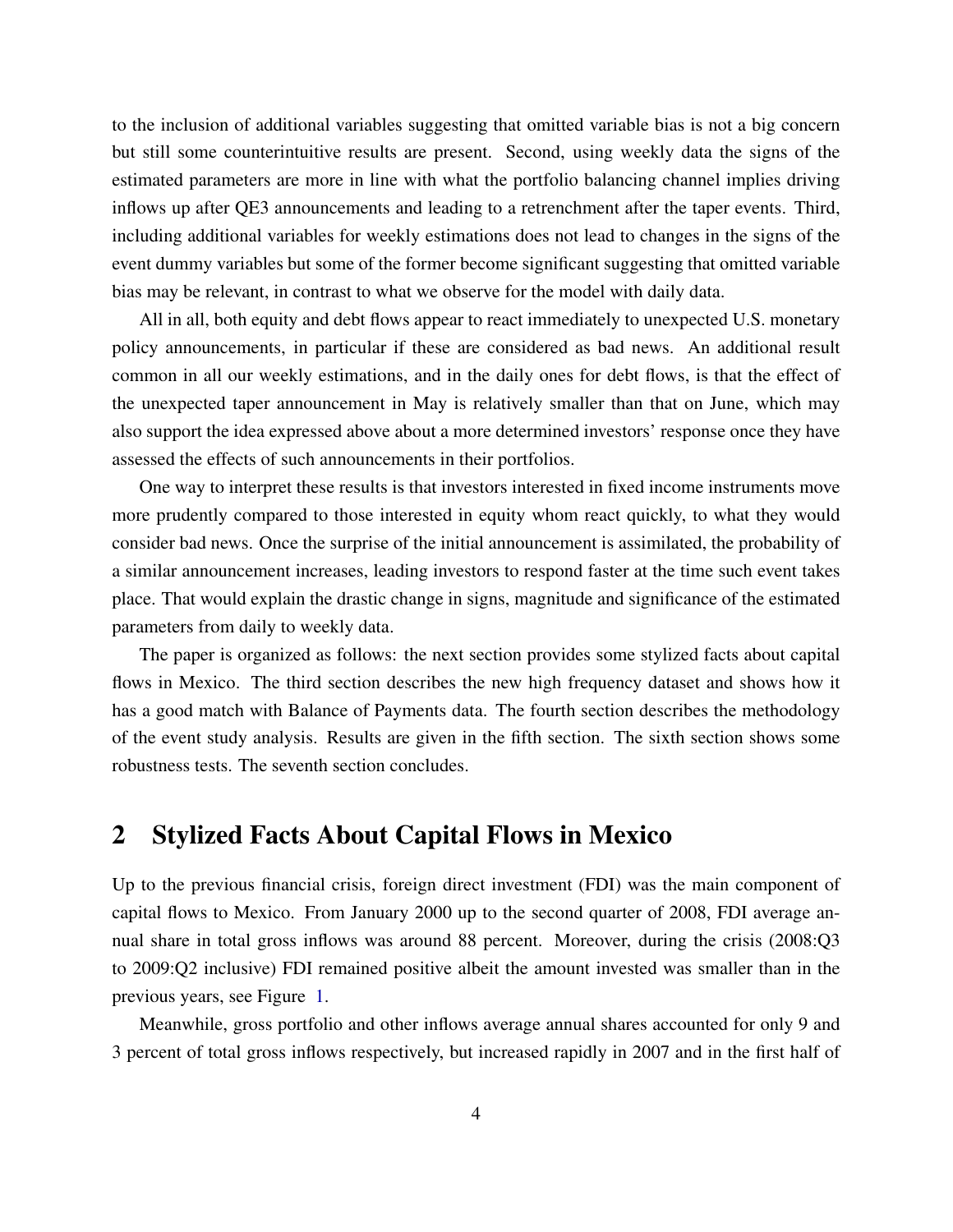to the inclusion of additional variables suggesting that omitted variable bias is not a big concern but still some counterintuitive results are present. Second, using weekly data the signs of the estimated parameters are more in line with what the portfolio balancing channel implies driving inflows up after QE3 announcements and leading to a retrenchment after the taper events. Third, including additional variables for weekly estimations does not lead to changes in the signs of the event dummy variables but some of the former become significant suggesting that omitted variable bias may be relevant, in contrast to what we observe for the model with daily data.

All in all, both equity and debt flows appear to react immediately to unexpected U.S. monetary policy announcements, in particular if these are considered as bad news. An additional result common in all our weekly estimations, and in the daily ones for debt flows, is that the effect of the unexpected taper announcement in May is relatively smaller than that on June, which may also support the idea expressed above about a more determined investors' response once they have assessed the effects of such announcements in their portfolios.

One way to interpret these results is that investors interested in fixed income instruments move more prudently compared to those interested in equity whom react quickly, to what they would consider bad news. Once the surprise of the initial announcement is assimilated, the probability of a similar announcement increases, leading investors to respond faster at the time such event takes place. That would explain the drastic change in signs, magnitude and significance of the estimated parameters from daily to weekly data.

The paper is organized as follows: the next section provides some stylized facts about capital flows in Mexico. The third section describes the new high frequency dataset and shows how it has a good match with Balance of Payments data. The fourth section describes the methodology of the event study analysis. Results are given in the fifth section. The sixth section shows some robustness tests. The seventh section concludes.

## 2 Stylized Facts About Capital Flows in Mexico

Up to the previous financial crisis, foreign direct investment (FDI) was the main component of capital flows to Mexico. From January 2000 up to the second quarter of 2008, FDI average annual share in total gross inflows was around 88 percent. Moreover, during the crisis (2008:Q3 to 2009:Q2 inclusive) FDI remained positive albeit the amount invested was smaller than in the previous years, see Figure 1.

Meanwhile, gross portfolio and other inflows average annual shares accounted for only 9 and 3 percent of total gross inflows respectively, but increased rapidly in 2007 and in the first half of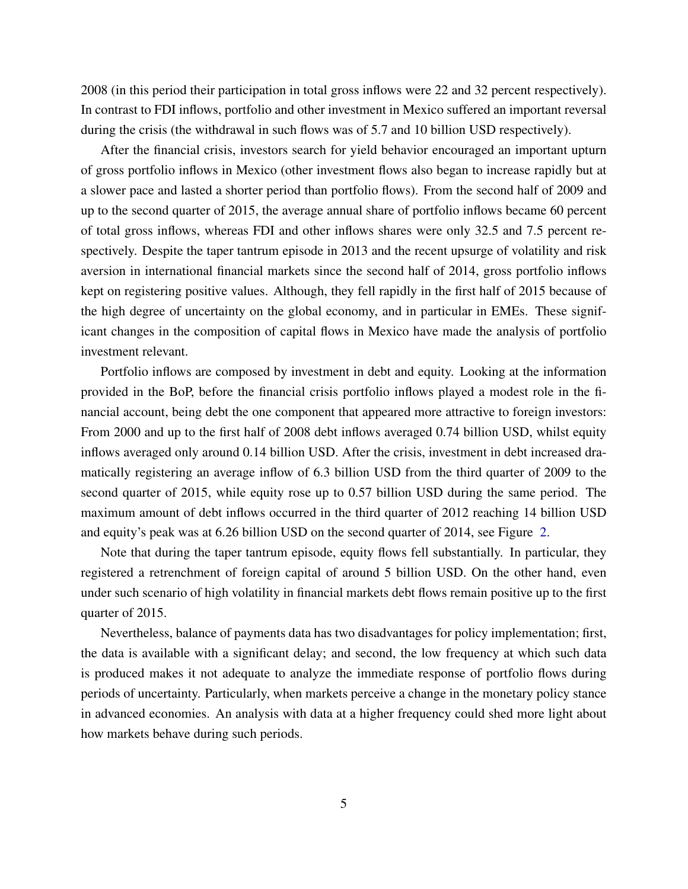2008 (in this period their participation in total gross inflows were 22 and 32 percent respectively). In contrast to FDI inflows, portfolio and other investment in Mexico suffered an important reversal during the crisis (the withdrawal in such flows was of 5.7 and 10 billion USD respectively).

After the financial crisis, investors search for yield behavior encouraged an important upturn of gross portfolio inflows in Mexico (other investment flows also began to increase rapidly but at a slower pace and lasted a shorter period than portfolio flows). From the second half of 2009 and up to the second quarter of 2015, the average annual share of portfolio inflows became 60 percent of total gross inflows, whereas FDI and other inflows shares were only 32.5 and 7.5 percent respectively. Despite the taper tantrum episode in 2013 and the recent upsurge of volatility and risk aversion in international financial markets since the second half of 2014, gross portfolio inflows kept on registering positive values. Although, they fell rapidly in the first half of 2015 because of the high degree of uncertainty on the global economy, and in particular in EMEs. These significant changes in the composition of capital flows in Mexico have made the analysis of portfolio investment relevant.

Portfolio inflows are composed by investment in debt and equity. Looking at the information provided in the BoP, before the financial crisis portfolio inflows played a modest role in the financial account, being debt the one component that appeared more attractive to foreign investors: From 2000 and up to the first half of 2008 debt inflows averaged 0.74 billion USD, whilst equity inflows averaged only around 0.14 billion USD. After the crisis, investment in debt increased dramatically registering an average inflow of 6.3 billion USD from the third quarter of 2009 to the second quarter of 2015, while equity rose up to 0.57 billion USD during the same period. The maximum amount of debt inflows occurred in the third quarter of 2012 reaching 14 billion USD and equity's peak was at 6.26 billion USD on the second quarter of 2014, see Figure 2.

Note that during the taper tantrum episode, equity flows fell substantially. In particular, they registered a retrenchment of foreign capital of around 5 billion USD. On the other hand, even under such scenario of high volatility in financial markets debt flows remain positive up to the first quarter of 2015.

Nevertheless, balance of payments data has two disadvantages for policy implementation; first, the data is available with a significant delay; and second, the low frequency at which such data is produced makes it not adequate to analyze the immediate response of portfolio flows during periods of uncertainty. Particularly, when markets perceive a change in the monetary policy stance in advanced economies. An analysis with data at a higher frequency could shed more light about how markets behave during such periods.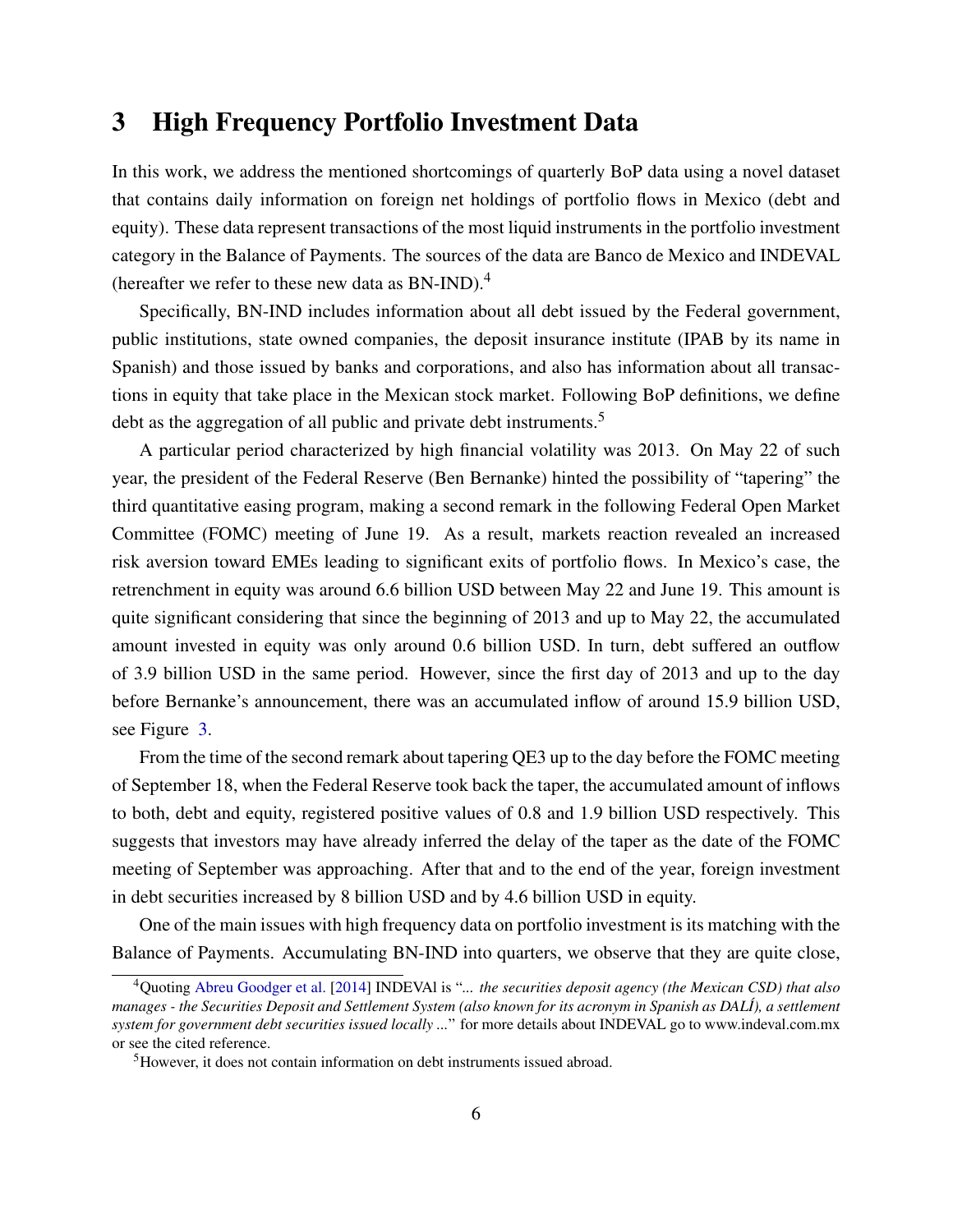## 3 High Frequency Portfolio Investment Data

In this work, we address the mentioned shortcomings of quarterly BoP data using a novel dataset that contains daily information on foreign net holdings of portfolio flows in Mexico (debt and equity). These data represent transactions of the most liquid instruments in the portfolio investment category in the Balance of Payments. The sources of the data are Banco de Mexico and INDEVAL (hereafter we refer to these new data as BN-IND).[4]

Specifically, BN-IND includes information about all debt issued by the Federal government, public institutions, state owned companies, the deposit insurance institute (IPAB by its name in Spanish) and those issued by banks and corporations, and also has information about all transactions in equity that take place in the Mexican stock market. Following BoP definitions, we define debt as the aggregation of all public and private debt instruments.[5]

A particular period characterized by high financial volatility was 2013. On May 22 of such year, the president of the Federal Reserve (Ben Bernanke) hinted the possibility of "tapering" the third quantitative easing program, making a second remark in the following Federal Open Market Committee (FOMC) meeting of June 19. As a result, markets reaction revealed an increased risk aversion toward EMEs leading to significant exits of portfolio flows. In Mexico's case, the retrenchment in equity was around 6.6 billion USD between May 22 and June 19. This amount is quite significant considering that since the beginning of 2013 and up to May 22, the accumulated amount invested in equity was only around 0.6 billion USD. In turn, debt suffered an outflow of 3.9 billion USD in the same period. However, since the first day of 2013 and up to the day before Bernanke's announcement, there was an accumulated inflow of around 15.9 billion USD, see Figure 3.

From the time of the second remark about tapering QE3 up to the day before the FOMC meeting of September 18, when the Federal Reserve took back the taper, the accumulated amount of inflows to both, debt and equity, registered positive values of 0.8 and 1.9 billion USD respectively. This suggests that investors may have already inferred the delay of the taper as the date of the FOMC meeting of September was approaching. After that and to the end of the year, foreign investment in debt securities increased by 8 billion USD and by 4.6 billion USD in equity.

One of the main issues with high frequency data on portfolio investment is its matching with the Balance of Payments. Accumulating BN-IND into quarters, we observe that they are quite close,

[4] Quoting Abreu Goodger et al. [2014] INDEVAl is "*... the securities deposit agency (the Mexican CSD) that also manages - the Securities Deposit and Settlement System (also known for its acronym in Spanish as DALÍ), a settlement system for government debt securities issued locally ...*" for more details about INDEVAL go to www.indeval.com.mx or see the cited reference.

[5] However, it does not contain information on debt instruments issued abroad.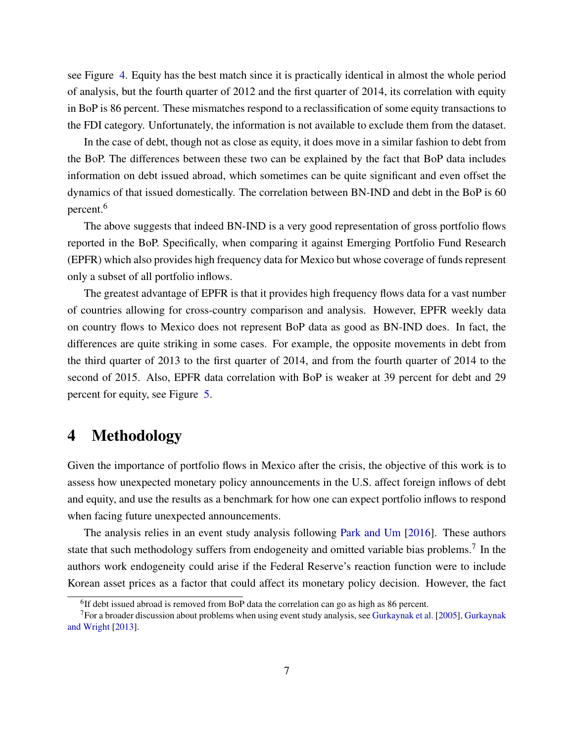see Figure 4. Equity has the best match since it is practically identical in almost the whole period of analysis, but the fourth quarter of 2012 and the first quarter of 2014, its correlation with equity in BoP is 86 percent. These mismatches respond to a reclassification of some equity transactions to the FDI category. Unfortunately, the information is not available to exclude them from the dataset.

In the case of debt, though not as close as equity, it does move in a similar fashion to debt from the BoP. The differences between these two can be explained by the fact that BoP data includes information on debt issued abroad, which sometimes can be quite significant and even offset the dynamics of that issued domestically. The correlation between BN-IND and debt in the BoP is 60 percent.[6]

The above suggests that indeed BN-IND is a very good representation of gross portfolio flows reported in the BoP. Specifically, when comparing it against Emerging Portfolio Fund Research (EPFR) which also provides high frequency data for Mexico but whose coverage of funds represent only a subset of all portfolio inflows.

The greatest advantage of EPFR is that it provides high frequency flows data for a vast number of countries allowing for cross-country comparison and analysis. However, EPFR weekly data on country flows to Mexico does not represent BoP data as good as BN-IND does. In fact, the differences are quite striking in some cases. For example, the opposite movements in debt from the third quarter of 2013 to the first quarter of 2014, and from the fourth quarter of 2014 to the second of 2015. Also, EPFR data correlation with BoP is weaker at 39 percent for debt and 29 percent for equity, see Figure 5.

# 4 Methodology

Given the importance of portfolio flows in Mexico after the crisis, the objective of this work is to assess how unexpected monetary policy announcements in the U.S. affect foreign inflows of debt and equity, and use the results as a benchmark for how one can expect portfolio inflows to respond when facing future unexpected announcements.

The analysis relies in an event study analysis following Park and Um [2016]. These authors state that such methodology suffers from endogeneity and omitted variable bias problems.[7] In the authors work endogeneity could arise if the Federal Reserve's reaction function were to include Korean asset prices as a factor that could affect its monetary policy decision. However, the fact

[6] If debt issued abroad is removed from BoP data the correlation can go as high as 86 percent.

[7] For a broader discussion about problems when using event study analysis, see Gurkaynak et al. [2005], Gurkaynak and Wright [2013].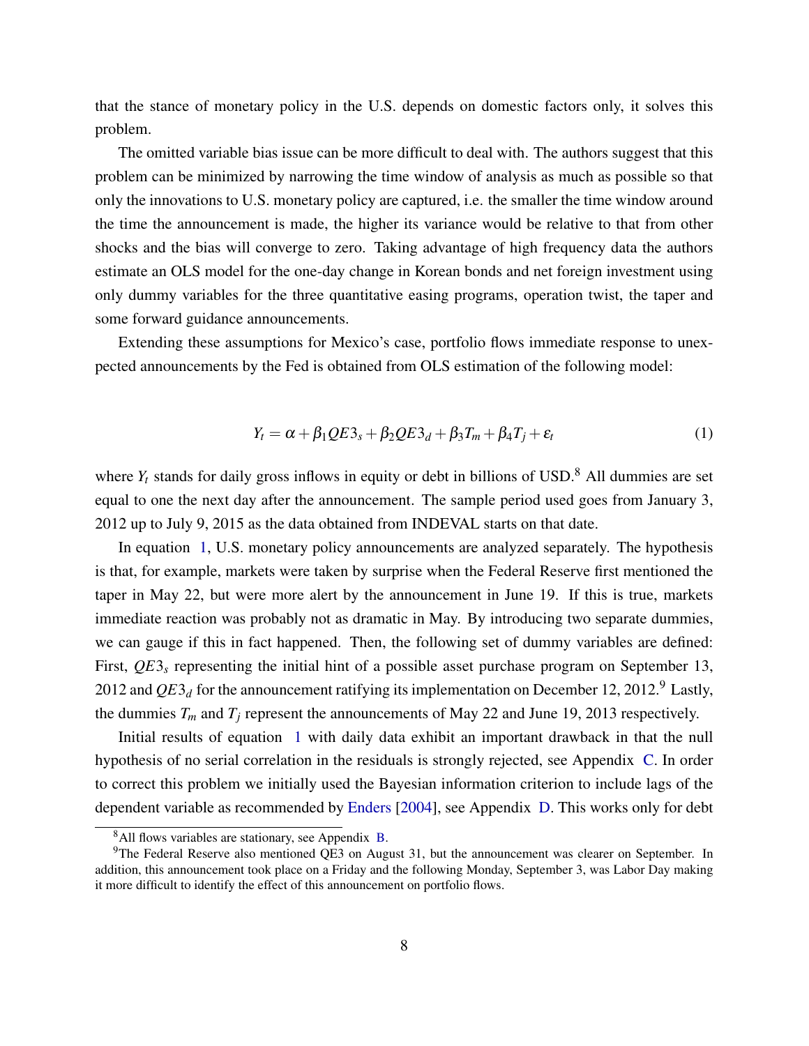that the stance of monetary policy in the U.S. depends on domestic factors only, it solves this problem.

The omitted variable bias issue can be more difficult to deal with. The authors suggest that this problem can be minimized by narrowing the time window of analysis as much as possible so that only the innovations to U.S. monetary policy are captured, i.e. the smaller the time window around the time the announcement is made, the higher its variance would be relative to that from other shocks and the bias will converge to zero. Taking advantage of high frequency data the authors estimate an OLS model for the one-day change in Korean bonds and net foreign investment using only dummy variables for the three quantitative easing programs, operation twist, the taper and some forward guidance announcements.

Extending these assumptions for Mexico's case, portfolio flows immediate response to unexpected announcements by the Fed is obtained from OLS estimation of the following model:

$$Y_t = \alpha + \beta_1 QE3_s + \beta_2 QE3_d + \beta_3 T_m + \beta_4 T_j + \varepsilon_t \tag{1}$$

where $Y_t$ stands for daily gross inflows in equity or debt in billions of USD.[8] All dummies are set equal to one the next day after the announcement. The sample period used goes from January 3, 2012 up to July 9, 2015 as the data obtained from INDEVAL starts on that date.

In equation 1, U.S. monetary policy announcements are analyzed separately. The hypothesis is that, for example, markets were taken by surprise when the Federal Reserve first mentioned the taper in May 22, but were more alert by the announcement in June 19. If this is true, markets immediate reaction was probably not as dramatic in May. By introducing two separate dummies, we can gauge if this in fact happened. Then, the following set of dummy variables are defined: First, $QE3_s$ representing the initial hint of a possible asset purchase program on September 13, 2012 and $QE3_d$ for the announcement ratifying its implementation on December 12, 2012.[9] Lastly, the dummies $T_m$ and $T_j$ represent the announcements of May 22 and June 19, 2013 respectively.

Initial results of equation 1 with daily data exhibit an important drawback in that the null hypothesis of no serial correlation in the residuals is strongly rejected, see Appendix C. In order to correct this problem we initially used the Bayesian information criterion to include lags of the dependent variable as recommended by Enders [2004], see Appendix D. This works only for debt

[8] All flows variables are stationary, see Appendix B.

[9] The Federal Reserve also mentioned QE3 on August 31, but the announcement was clearer on September. In addition, this announcement took place on a Friday and the following Monday, September 3, was Labor Day making it more difficult to identify the effect of this announcement on portfolio flows.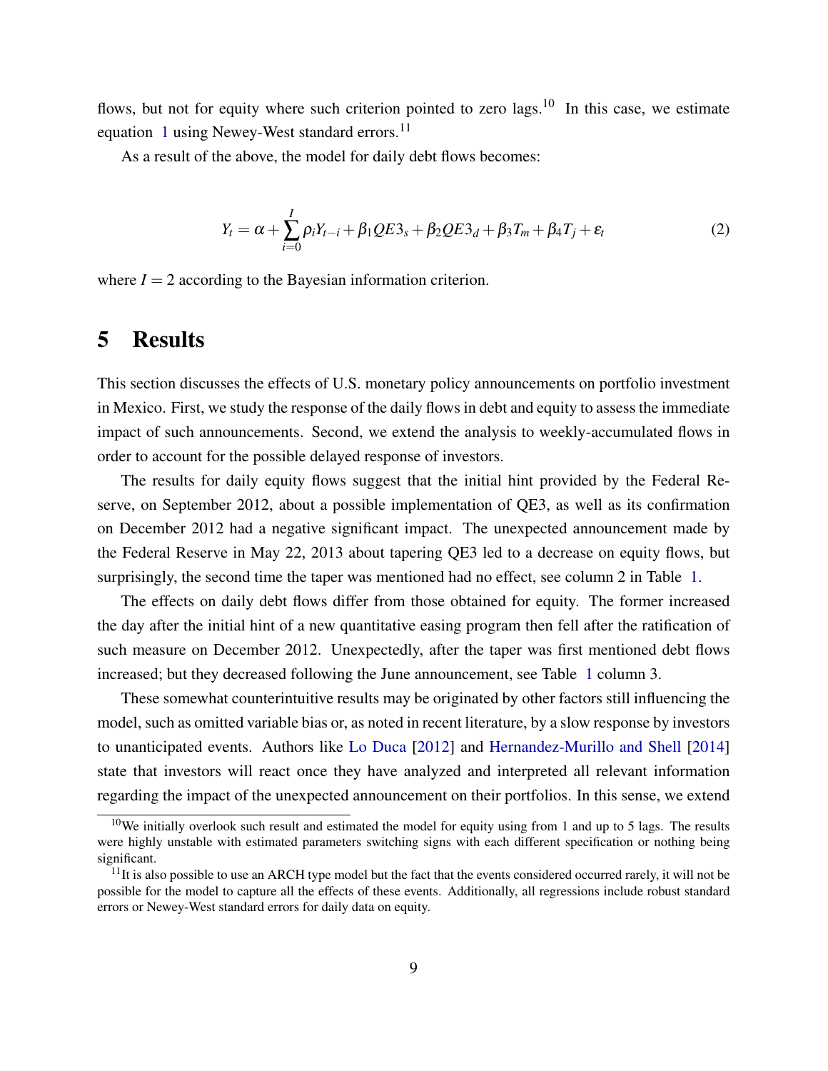flows, but not for equity where such criterion pointed to zero lags.[10] In this case, we estimate equation 1 using Newey-West standard errors.[11]

As a result of the above, the model for daily debt flows becomes:

$$Y_t = \alpha + \sum_{i=0}^{I} \rho_i Y_{t-i} + \beta_1 QE3_s + \beta_2 QE3_d + \beta_3 T_m + \beta_4 T_j + \varepsilon_t \tag{2}$$

where $I = 2$ according to the Bayesian information criterion.

# 5 Results

This section discusses the effects of U.S. monetary policy announcements on portfolio investment in Mexico. First, we study the response of the daily flows in debt and equity to assess the immediate impact of such announcements. Second, we extend the analysis to weekly-accumulated flows in order to account for the possible delayed response of investors.

The results for daily equity flows suggest that the initial hint provided by the Federal Reserve, on September 2012, about a possible implementation of QE3, as well as its confirmation on December 2012 had a negative significant impact. The unexpected announcement made by the Federal Reserve in May 22, 2013 about tapering QE3 led to a decrease on equity flows, but surprisingly, the second time the taper was mentioned had no effect, see column 2 in Table 1.

The effects on daily debt flows differ from those obtained for equity. The former increased the day after the initial hint of a new quantitative easing program then fell after the ratification of such measure on December 2012. Unexpectedly, after the taper was first mentioned debt flows increased; but they decreased following the June announcement, see Table 1 column 3.

These somewhat counterintuitive results may be originated by other factors still influencing the model, such as omitted variable bias or, as noted in recent literature, by a slow response by investors to unanticipated events. Authors like Lo Duca [2012] and Hernandez-Murillo and Shell [2014] state that investors will react once they have analyzed and interpreted all relevant information regarding the impact of the unexpected announcement on their portfolios. In this sense, we extend

[10] We initially overlook such result and estimated the model for equity using from 1 and up to 5 lags. The results were highly unstable with estimated parameters switching signs with each different specification or nothing being significant.

[11] It is also possible to use an ARCH type model but the fact that the events considered occurred rarely, it will not be possible for the model to capture all the effects of these events. Additionally, all regressions include robust standard errors or Newey-West standard errors for daily data on equity.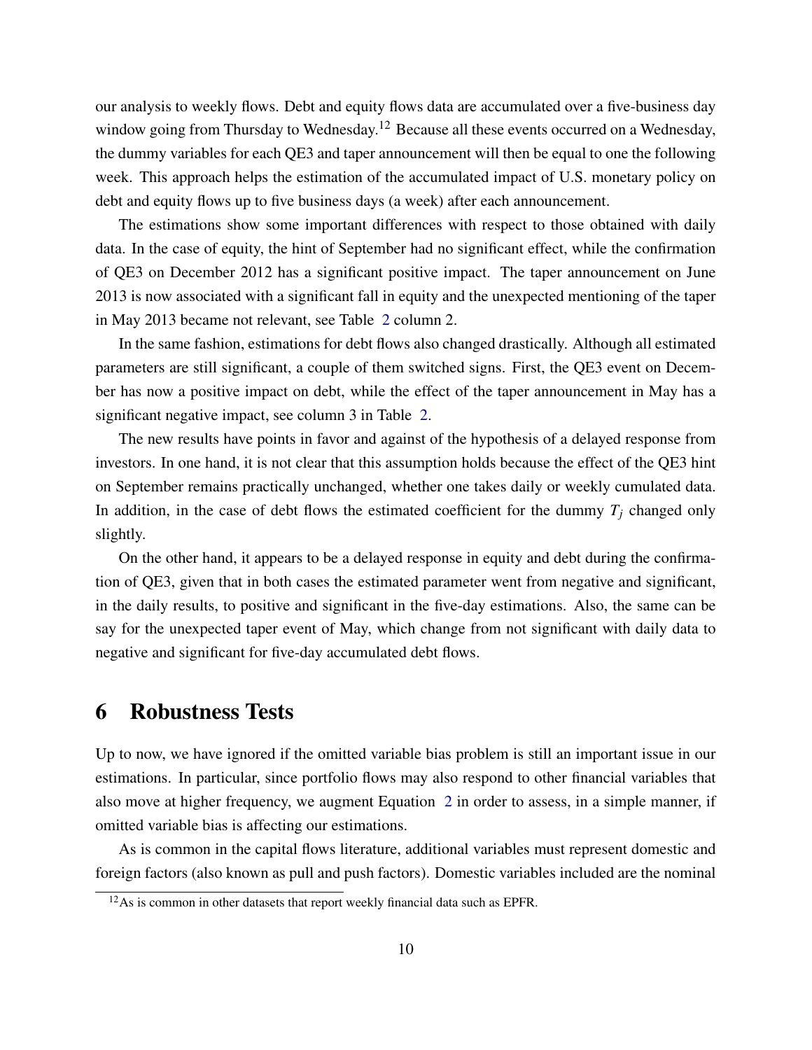our analysis to weekly flows. Debt and equity flows data are accumulated over a five-business day window going from Thursday to Wednesday.[12] Because all these events occurred on a Wednesday, the dummy variables for each QE3 and taper announcement will then be equal to one the following week. This approach helps the estimation of the accumulated impact of U.S. monetary policy on debt and equity flows up to five business days (a week) after each announcement.

The estimations show some important differences with respect to those obtained with daily data. In the case of equity, the hint of September had no significant effect, while the confirmation of QE3 on December 2012 has a significant positive impact. The taper announcement on June 2013 is now associated with a significant fall in equity and the unexpected mentioning of the taper in May 2013 became not relevant, see Table 2 column 2.

In the same fashion, estimations for debt flows also changed drastically. Although all estimated parameters are still significant, a couple of them switched signs. First, the QE3 event on December has now a positive impact on debt, while the effect of the taper announcement in May has a significant negative impact, see column 3 in Table 2.

The new results have points in favor and against of the hypothesis of a delayed response from investors. In one hand, it is not clear that this assumption holds because the effect of the QE3 hint on September remains practically unchanged, whether one takes daily or weekly cumulated data. In addition, in the case of debt flows the estimated coefficient for the dummy $T_j$ changed only slightly.

On the other hand, it appears to be a delayed response in equity and debt during the confirmation of QE3, given that in both cases the estimated parameter went from negative and significant, in the daily results, to positive and significant in the five-day estimations. Also, the same can be say for the unexpected taper event of May, which change from not significant with daily data to negative and significant for five-day accumulated debt flows.

# 6 Robustness Tests

Up to now, we have ignored if the omitted variable bias problem is still an important issue in our estimations. In particular, since portfolio flows may also respond to other financial variables that also move at higher frequency, we augment Equation 2 in order to assess, in a simple manner, if omitted variable bias is affecting our estimations.

As is common in the capital flows literature, additional variables must represent domestic and foreign factors (also known as pull and push factors). Domestic variables included are the nominal

[12] As is common in other datasets that report weekly financial data such as EPFR.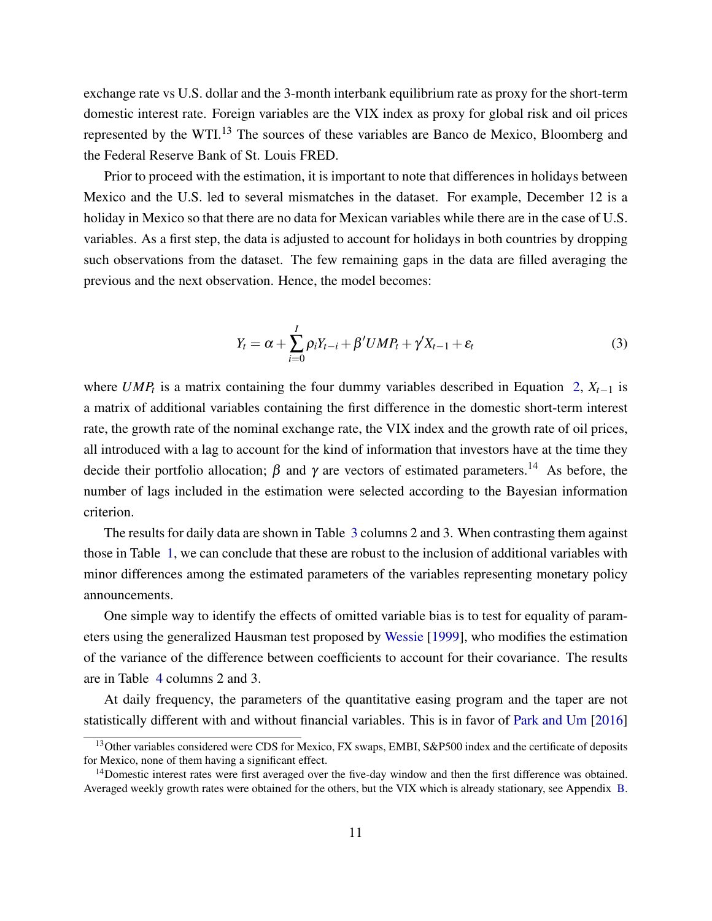exchange rate vs U.S. dollar and the 3-month interbank equilibrium rate as proxy for the short-term domestic interest rate. Foreign variables are the VIX index as proxy for global risk and oil prices represented by the WTI.[13] The sources of these variables are Banco de Mexico, Bloomberg and the Federal Reserve Bank of St. Louis FRED.

Prior to proceed with the estimation, it is important to note that differences in holidays between Mexico and the U.S. led to several mismatches in the dataset. For example, December 12 is a holiday in Mexico so that there are no data for Mexican variables while there are in the case of U.S. variables. As a first step, the data is adjusted to account for holidays in both countries by dropping such observations from the dataset. The few remaining gaps in the data are filled averaging the previous and the next observation. Hence, the model becomes:

$$Y_t = \alpha + \sum_{i=0}^{I} \rho_i Y_{t-i} + \beta' UMP_t + \gamma' X_{t-1} + \varepsilon_t \tag{3}$$

where $UMP_t$ is a matrix containing the four dummy variables described in Equation 2, $X_{t-1}$ is a matrix of additional variables containing the first difference in the domestic short-term interest rate, the growth rate of the nominal exchange rate, the VIX index and the growth rate of oil prices, all introduced with a lag to account for the kind of information that investors have at the time they decide their portfolio allocation; $\beta$ and $\gamma$ are vectors of estimated parameters.[14] As before, the number of lags included in the estimation were selected according to the Bayesian information criterion.

The results for daily data are shown in Table 3 columns 2 and 3. When contrasting them against those in Table 1, we can conclude that these are robust to the inclusion of additional variables with minor differences among the estimated parameters of the variables representing monetary policy announcements.

One simple way to identify the effects of omitted variable bias is to test for equality of parameters using the generalized Hausman test proposed by Wessie [1999], who modifies the estimation of the variance of the difference between coefficients to account for their covariance. The results are in Table 4 columns 2 and 3.

At daily frequency, the parameters of the quantitative easing program and the taper are not statistically different with and without financial variables. This is in favor of Park and Um [2016]

[13] Other variables considered were CDS for Mexico, FX swaps, EMBI, S&P500 index and the certificate of deposits for Mexico, none of them having a significant effect.

[14] Domestic interest rates were first averaged over the five-day window and then the first difference was obtained. Averaged weekly growth rates were obtained for the others, but the VIX which is already stationary, see Appendix B.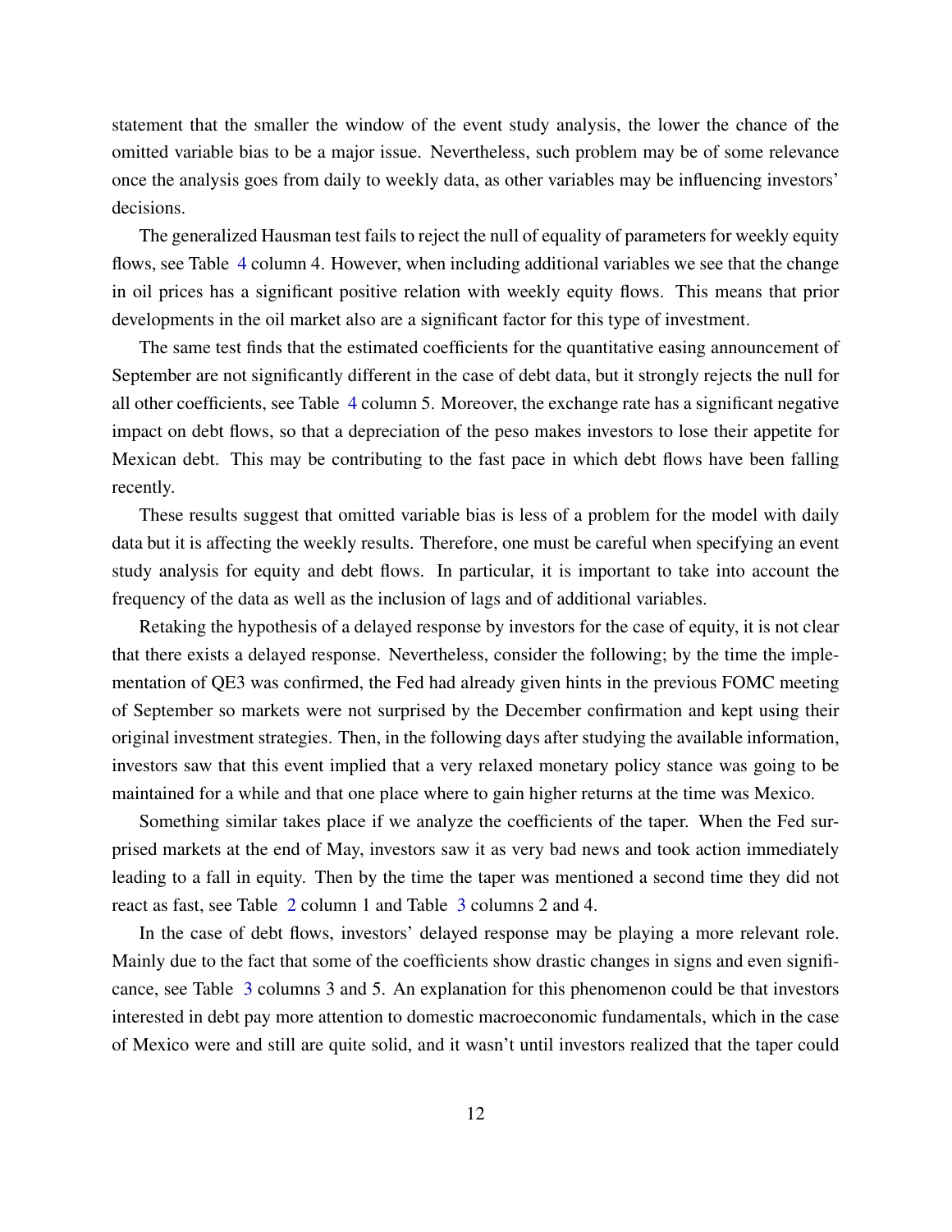statement that the smaller the window of the event study analysis, the lower the chance of the omitted variable bias to be a major issue. Nevertheless, such problem may be of some relevance once the analysis goes from daily to weekly data, as other variables may be influencing investors' decisions.

The generalized Hausman test fails to reject the null of equality of parameters for weekly equity flows, see Table 4 column 4. However, when including additional variables we see that the change in oil prices has a significant positive relation with weekly equity flows. This means that prior developments in the oil market also are a significant factor for this type of investment.

The same test finds that the estimated coefficients for the quantitative easing announcement of September are not significantly different in the case of debt data, but it strongly rejects the null for all other coefficients, see Table 4 column 5. Moreover, the exchange rate has a significant negative impact on debt flows, so that a depreciation of the peso makes investors to lose their appetite for Mexican debt. This may be contributing to the fast pace in which debt flows have been falling recently.

These results suggest that omitted variable bias is less of a problem for the model with daily data but it is affecting the weekly results. Therefore, one must be careful when specifying an event study analysis for equity and debt flows. In particular, it is important to take into account the frequency of the data as well as the inclusion of lags and of additional variables.

Retaking the hypothesis of a delayed response by investors for the case of equity, it is not clear that there exists a delayed response. Nevertheless, consider the following; by the time the implementation of QE3 was confirmed, the Fed had already given hints in the previous FOMC meeting of September so markets were not surprised by the December confirmation and kept using their original investment strategies. Then, in the following days after studying the available information, investors saw that this event implied that a very relaxed monetary policy stance was going to be maintained for a while and that one place where to gain higher returns at the time was Mexico.

Something similar takes place if we analyze the coefficients of the taper. When the Fed surprised markets at the end of May, investors saw it as very bad news and took action immediately leading to a fall in equity. Then by the time the taper was mentioned a second time they did not react as fast, see Table 2 column 1 and Table 3 columns 2 and 4.

In the case of debt flows, investors' delayed response may be playing a more relevant role. Mainly due to the fact that some of the coefficients show drastic changes in signs and even significance, see Table 3 columns 3 and 5. An explanation for this phenomenon could be that investors interested in debt pay more attention to domestic macroeconomic fundamentals, which in the case of Mexico were and still are quite solid, and it wasn't until investors realized that the taper could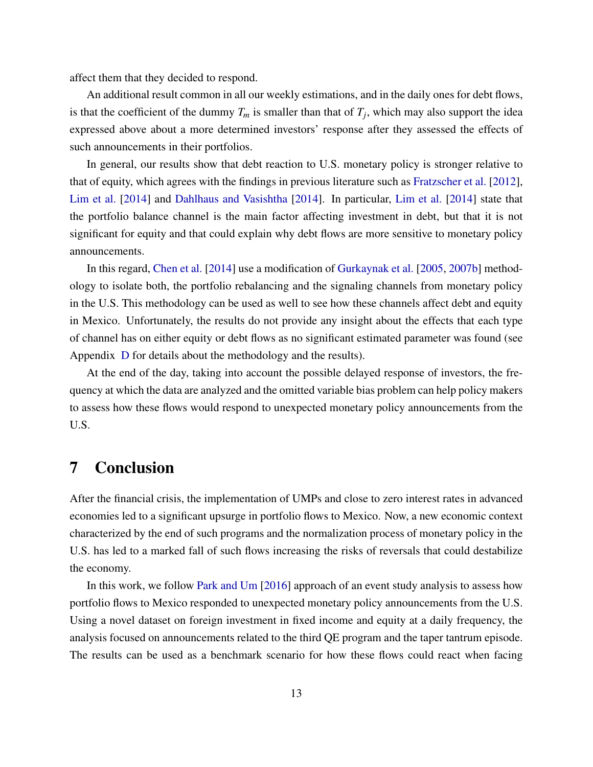affect them that they decided to respond.

An additional result common in all our weekly estimations, and in the daily ones for debt flows, is that the coefficient of the dummy $T_m$ is smaller than that of $T_j$, which may also support the idea expressed above about a more determined investors' response after they assessed the effects of such announcements in their portfolios.

In general, our results show that debt reaction to U.S. monetary policy is stronger relative to that of equity, which agrees with the findings in previous literature such as Fratzscher et al. [2012], Lim et al. [2014] and Dahlhaus and Vasishtha [2014]. In particular, Lim et al. [2014] state that the portfolio balance channel is the main factor affecting investment in debt, but that it is not significant for equity and that could explain why debt flows are more sensitive to monetary policy announcements.

In this regard, Chen et al. [2014] use a modification of Gurkaynak et al. [2005, 2007b] methodology to isolate both, the portfolio rebalancing and the signaling channels from monetary policy in the U.S. This methodology can be used as well to see how these channels affect debt and equity in Mexico. Unfortunately, the results do not provide any insight about the effects that each type of channel has on either equity or debt flows as no significant estimated parameter was found (see Appendix D for details about the methodology and the results).

At the end of the day, taking into account the possible delayed response of investors, the frequency at which the data are analyzed and the omitted variable bias problem can help policy makers to assess how these flows would respond to unexpected monetary policy announcements from the U.S.

# 7 Conclusion

After the financial crisis, the implementation of UMPs and close to zero interest rates in advanced economies led to a significant upsurge in portfolio flows to Mexico. Now, a new economic context characterized by the end of such programs and the normalization process of monetary policy in the U.S. has led to a marked fall of such flows increasing the risks of reversals that could destabilize the economy.

In this work, we follow Park and Um [2016] approach of an event study analysis to assess how portfolio flows to Mexico responded to unexpected monetary policy announcements from the U.S. Using a novel dataset on foreign investment in fixed income and equity at a daily frequency, the analysis focused on announcements related to the third QE program and the taper tantrum episode. The results can be used as a benchmark scenario for how these flows could react when facing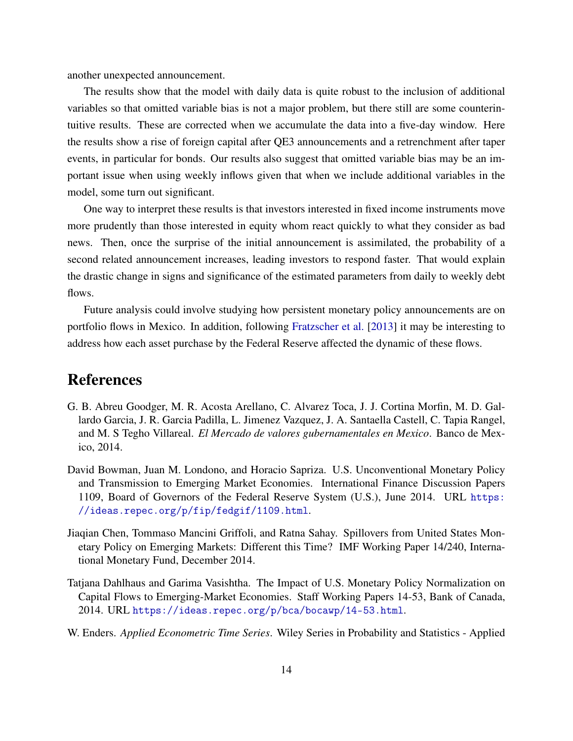another unexpected announcement.

The results show that the model with daily data is quite robust to the inclusion of additional variables so that omitted variable bias is not a major problem, but there still are some counterintuitive results. These are corrected when we accumulate the data into a five-day window. Here the results show a rise of foreign capital after QE3 announcements and a retrenchment after taper events, in particular for bonds. Our results also suggest that omitted variable bias may be an important issue when using weekly inflows given that when we include additional variables in the model, some turn out significant.

One way to interpret these results is that investors interested in fixed income instruments move more prudently than those interested in equity whom react quickly to what they consider as bad news. Then, once the surprise of the initial announcement is assimilated, the probability of a second related announcement increases, leading investors to respond faster. That would explain the drastic change in signs and significance of the estimated parameters from daily to weekly debt flows.

Future analysis could involve studying how persistent monetary policy announcements are on portfolio flows in Mexico. In addition, following Fratzscher et al. [2013] it may be interesting to address how each asset purchase by the Federal Reserve affected the dynamic of these flows.

# References

G. B. Abreu Goodger, M. R. Acosta Arellano, C. Alvarez Toca, J. J. Cortina Morfin, M. D. Gallardo Garcia, J. R. Garcia Padilla, L. Jimenez Vazquez, J. A. Santaella Castell, C. Tapia Rangel, and M. S Tegho Villareal. *El Mercado de valores gubernamentales en Mexico*. Banco de Mexico, 2014.

David Bowman, Juan M. Londono, and Horacio Sapriza. U.S. Unconventional Monetary Policy and Transmission to Emerging Market Economies. International Finance Discussion Papers 1109, Board of Governors of the Federal Reserve System (U.S.), June 2014. URL https://ideas.repec.org/p/fip/fedgif/1109.html.

Jiaqian Chen, Tommaso Mancini Griffoli, and Ratna Sahay. Spillovers from United States Monetary Policy on Emerging Markets: Different this Time? IMF Working Paper 14/240, International Monetary Fund, December 2014.

Tatjana Dahlhaus and Garima Vasishtha. The Impact of U.S. Monetary Policy Normalization on Capital Flows to Emerging-Market Economies. Staff Working Papers 14-53, Bank of Canada, 2014. URL https://ideas.repec.org/p/bca/bocawp/14-53.html.

W. Enders. *Applied Econometric Time Series*. Wiley Series in Probability and Statistics - Applied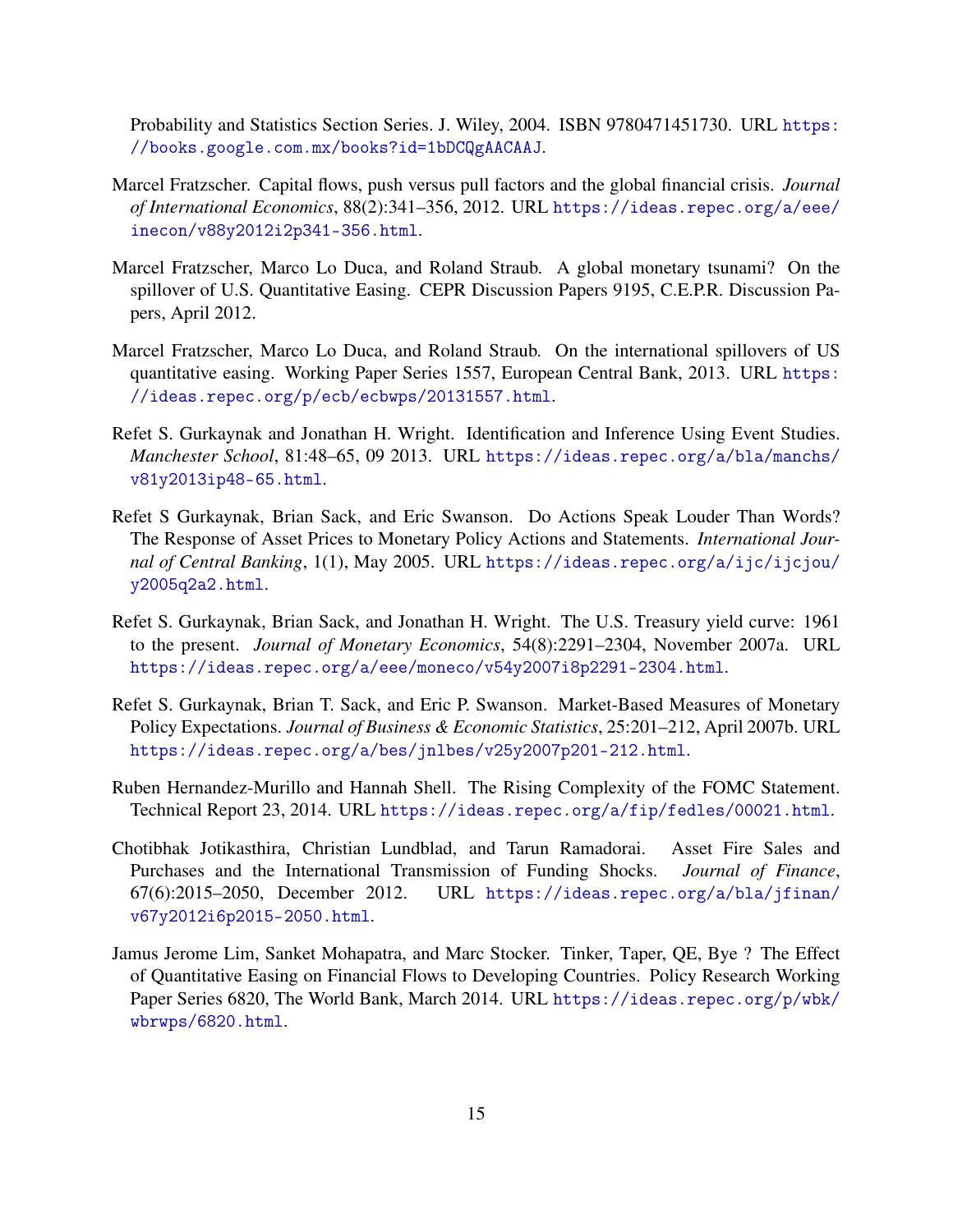Probability and Statistics Section Series. J. Wiley, 2004. ISBN 9780471451730. URL https://books.google.com.mx/books?id=1bDCQgAACAAJ.

Marcel Fratzscher. Capital flows, push versus pull factors and the global financial crisis. *Journal of International Economics*, 88(2):341–356, 2012. URL https://ideas.repec.org/a/eee/inecon/v88y2012i2p341-356.html.

Marcel Fratzscher, Marco Lo Duca, and Roland Straub. A global monetary tsunami? On the spillover of U.S. Quantitative Easing. CEPR Discussion Papers 9195, C.E.P.R. Discussion Papers, April 2012.

Marcel Fratzscher, Marco Lo Duca, and Roland Straub. On the international spillovers of US quantitative easing. Working Paper Series 1557, European Central Bank, 2013. URL https://ideas.repec.org/p/ecb/ecbwps/20131557.html.

Refet S. Gurkaynak and Jonathan H. Wright. Identification and Inference Using Event Studies. *Manchester School*, 81:48–65, 09 2013. URL https://ideas.repec.org/a/bla/manchs/v81y2013ip48-65.html.

Refet S Gurkaynak, Brian Sack, and Eric Swanson. Do Actions Speak Louder Than Words? The Response of Asset Prices to Monetary Policy Actions and Statements. *International Journal of Central Banking*, 1(1), May 2005. URL https://ideas.repec.org/a/ijc/ijcjou/y2005q2a2.html.

Refet S. Gurkaynak, Brian Sack, and Jonathan H. Wright. The U.S. Treasury yield curve: 1961 to the present. *Journal of Monetary Economics*, 54(8):2291–2304, November 2007a. URL https://ideas.repec.org/a/eee/moneco/v54y2007i8p2291-2304.html.

Refet S. Gurkaynak, Brian T. Sack, and Eric P. Swanson. Market-Based Measures of Monetary Policy Expectations. *Journal of Business & Economic Statistics*, 25:201–212, April 2007b. URL https://ideas.repec.org/a/bes/jnlbes/v25y2007p201-212.html.

Ruben Hernandez-Murillo and Hannah Shell. The Rising Complexity of the FOMC Statement. Technical Report 23, 2014. URL https://ideas.repec.org/a/fip/fedles/00021.html.

Chotibhak Jotikasthira, Christian Lundblad, and Tarun Ramadorai. Asset Fire Sales and Purchases and the International Transmission of Funding Shocks. *Journal of Finance*, 67(6):2015–2050, December 2012. URL https://ideas.repec.org/a/bla/jfinan/v67y2012i6p2015-2050.html.

Jamus Jerome Lim, Sanket Mohapatra, and Marc Stocker. Tinker, Taper, QE, Bye ? The Effect of Quantitative Easing on Financial Flows to Developing Countries. Policy Research Working Paper Series 6820, The World Bank, March 2014. URL https://ideas.repec.org/p/wbk/wbrwps/6820.html.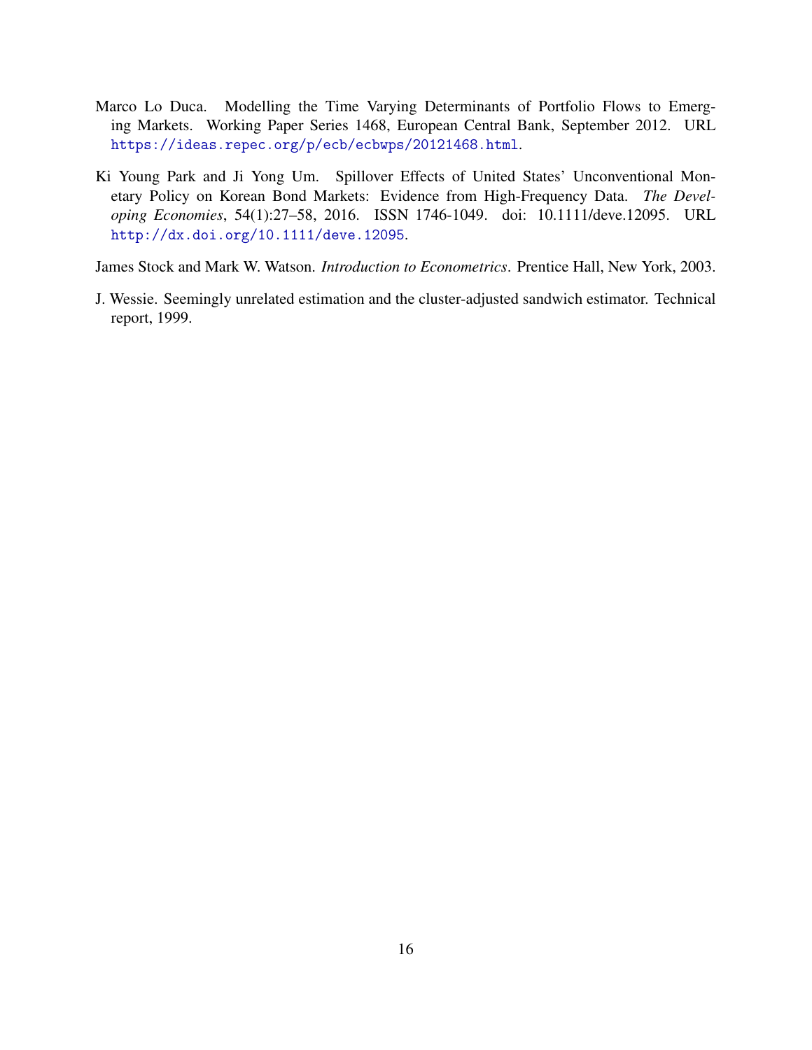Marco Lo Duca. Modelling the Time Varying Determinants of Portfolio Flows to Emerging Markets. Working Paper Series 1468, European Central Bank, September 2012. URL https://ideas.repec.org/p/ecb/ecbwps/20121468.html.

Ki Young Park and Ji Yong Um. Spillover Effects of United States' Unconventional Monetary Policy on Korean Bond Markets: Evidence from High-Frequency Data. *The Developing Economies*, 54(1):27–58, 2016. ISSN 1746-1049. doi: 10.1111/deve.12095. URL http://dx.doi.org/10.1111/deve.12095.

James Stock and Mark W. Watson. *Introduction to Econometrics*. Prentice Hall, New York, 2003.

J. Wessie. Seemingly unrelated estimation and the cluster-adjusted sandwich estimator. Technical report, 1999.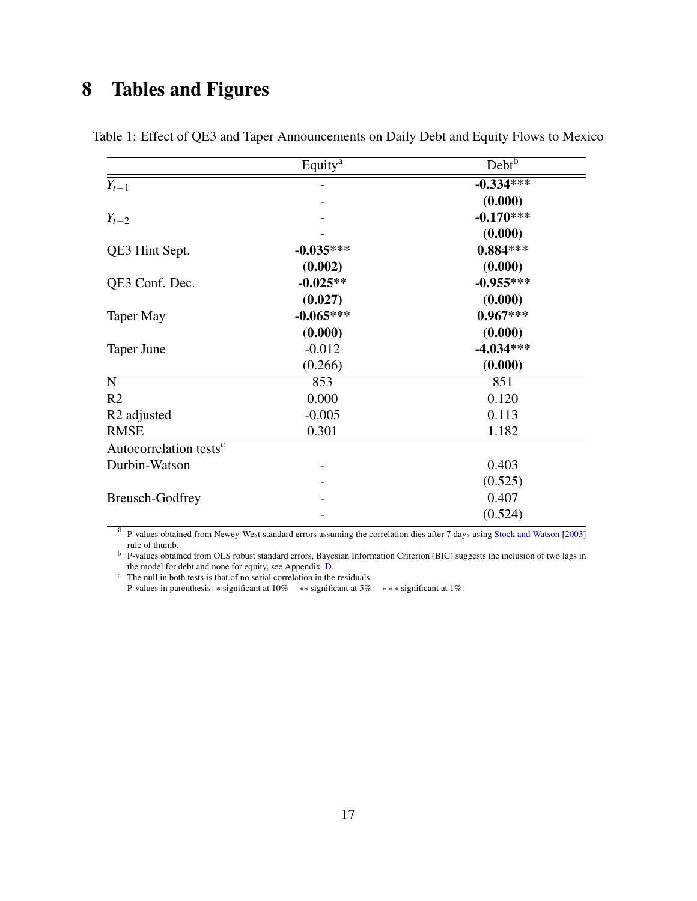# 8 Tables and Figures

Table 1: Effect of QE3 and Taper Announcements on Daily Debt and Equity Flows to Mexico

| | Equity[a] | Debt[b] |
|---|---|---|
| $Y_{t-1}$ | - | **-0.334*** ** |
| | - | **(0.000)** |
| $Y_{t-2}$ | - | **-0.170*** ** |
| | - | **(0.000)** |
| QE3 Hint Sept. | **-0.035*** ** | **0.884*** ** |
| | **(0.002)** | **(0.000)** |
| QE3 Conf. Dec. | **-0.025** ** | **-0.955*** ** |
| | **(0.027)** | **(0.000)** |
| Taper May | **-0.065*** ** | **0.967*** ** |
| | **(0.000)** | **(0.000)** |
| Taper June | -0.012 | **-4.034*** ** |
| | (0.266) | **(0.000)** |
| N | 853 | 851 |
| R2 | 0.000 | 0.120 |
| R2 adjusted | -0.005 | 0.113 |
| RMSE | 0.301 | 1.182 |
| Autocorrelation tests[c] | | |
| Durbin-Watson | - | 0.403 |
| | - | (0.525) |
| Breusch-Godfrey | - | 0.407 |
| | - | (0.524) |

[a] P-values obtained from Newey-West standard errors assuming the correlation dies after 7 days using Stock and Watson [2003] rule of thumb.

[b] P-values obtained from OLS robust standard errors, Bayesian Information Criterion (BIC) suggests the inclusion of two lags in the model for debt and none for equity, see Appendix D.

[c] The null in both tests is that of no serial correlation in the residuals.

P-values in parenthesis: * significant at 10% ** significant at 5% *** significant at 1%.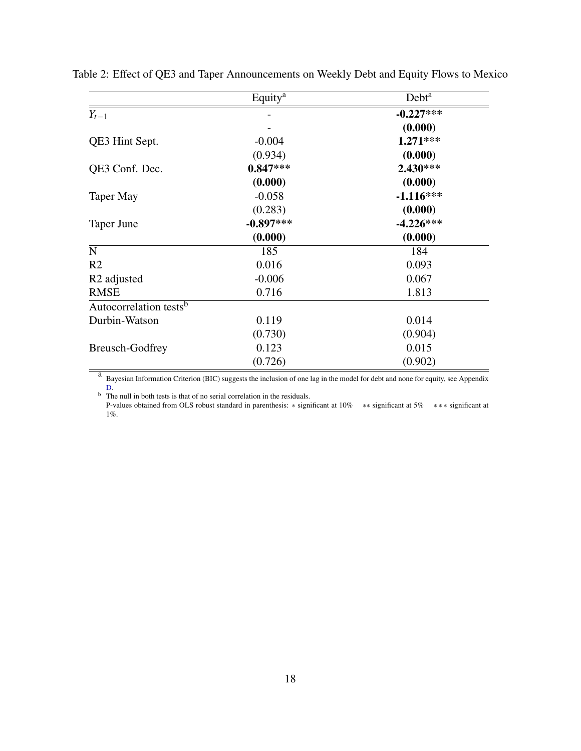Table 2: Effect of QE3 and Taper Announcements on Weekly Debt and Equity Flows to Mexico

| | Equity[a] | Debt[a] |
|---|---|---|
| $Y_{t-1}$ | - | **-0.227*****|
| | - | **(0.000)** |
| QE3 Hint Sept. | -0.004 | **1.271***** |
| | (0.934) | **(0.000)** |
| QE3 Conf. Dec. | **0.847***** | **2.430***** |
| | **(0.000)** | **(0.000)** |
| Taper May | -0.058 | **-1.116***** |
| | (0.283) | **(0.000)** |
| Taper June | **-0.897***** | **-4.226***** |
| | **(0.000)** | **(0.000)** |
| N | 185 | 184 |
| R2 | 0.016 | 0.093 |
| R2 adjusted | -0.006 | 0.067 |
| RMSE | 0.716 | 1.813 |
| Autocorrelation tests[b] | | |
| Durbin-Watson | 0.119 | 0.014 |
| | (0.730) | (0.904) |
| Breusch-Godfrey | 0.123 | 0.015 |
| | (0.726) | (0.902) |

[a] Bayesian Information Criterion (BIC) suggests the inclusion of one lag in the model for debt and none for equity, see Appendix D.

[b] The null in both tests is that of no serial correlation in the residuals.

P-values obtained from OLS robust standard in parenthesis: * significant at 10% ** significant at 5% *** significant at 1%.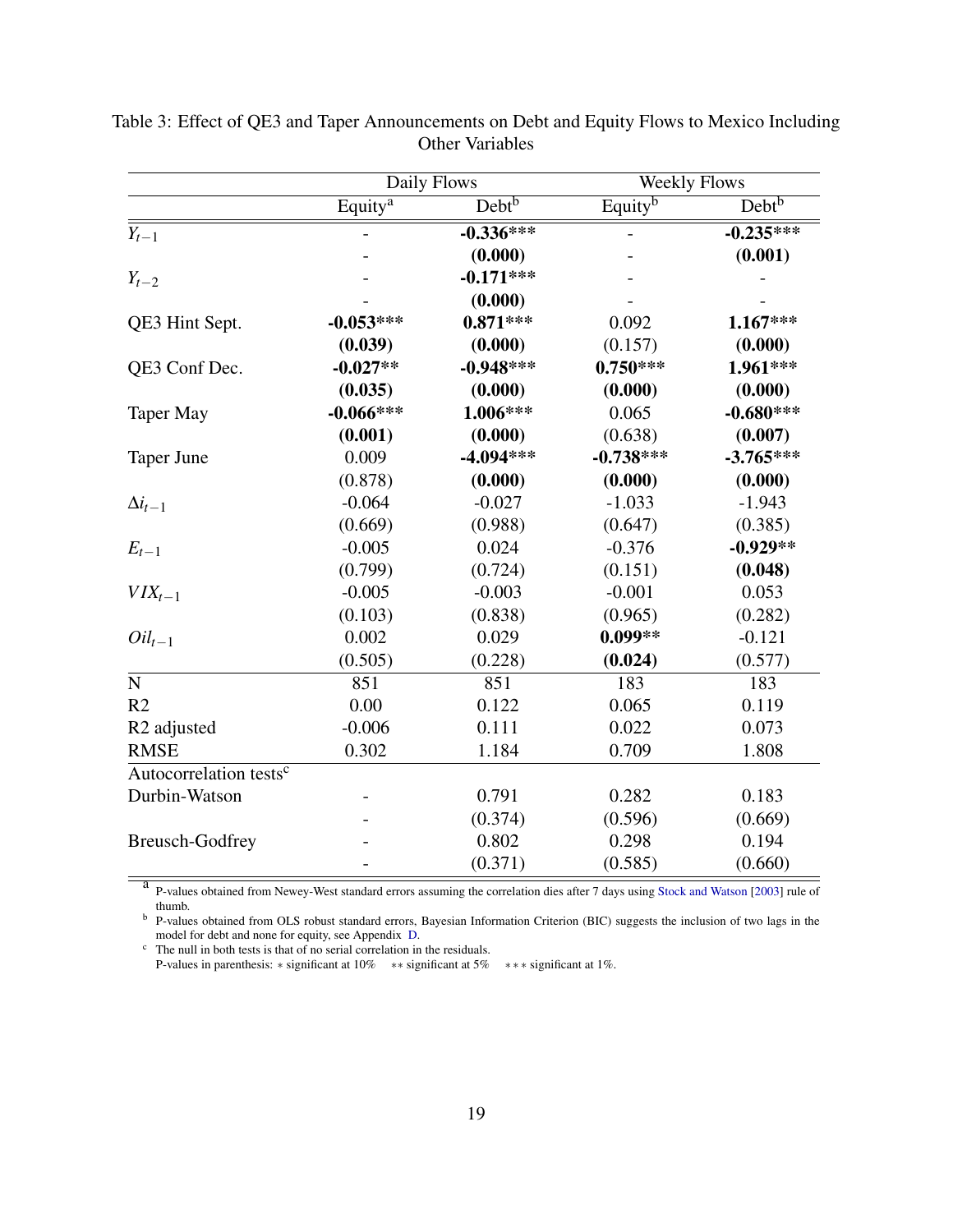Table 3: Effect of QE3 and Taper Announcements on Debt and Equity Flows to Mexico Including Other Variables

| | Daily Flows | | Weekly Flows | |
|---|---|---|---|---|
| | Equity[a] | Debt[b] | Equity[b] | Debt[b] |
| $Y_{t-1}$ | - | **-0.336*** ** | - | **-0.235*** ** |
| | - | **(0.000)** | - | **(0.001)** |
| $Y_{t-2}$ | - | **-0.171*** ** | - | - |
| | - | **(0.000)** | - | - |
| QE3 Hint Sept. | **-0.053*** ** | **0.871*** ** | 0.092 | **1.167*** ** |
| | **(0.039)** | **(0.000)** | (0.157) | **(0.000)** |
| QE3 Conf Dec. | **-0.027** ** | **-0.948*** ** | **0.750*** ** | **1.961*** ** |
| | **(0.035)** | **(0.000)** | **(0.000)** | **(0.000)** |
| Taper May | **-0.066*** ** | **1.006*** ** | 0.065 | **-0.680*** ** |
| | **(0.001)** | **(0.000)** | (0.638) | **(0.007)** |
| Taper June | 0.009 | **-4.094*** ** | **-0.738*** ** | **-3.765*** ** |
| | (0.878) | **(0.000)** | **(0.000)** | **(0.000)** |
| $\Delta i_{t-1}$ | -0.064 | -0.027 | -1.033 | -1.943 |
| | (0.669) | (0.988) | (0.647) | (0.385) |
| $E_{t-1}$ | -0.005 | 0.024 | -0.376 | **-0.929** ** |
| | (0.799) | (0.724) | (0.151) | **(0.048)** |
| $VIX_{t-1}$ | -0.005 | -0.003 | -0.001 | 0.053 |
| | (0.103) | (0.838) | (0.965) | (0.282) |
| $Oil_{t-1}$ | 0.002 | 0.029 | **0.099** ** | -0.121 |
| | (0.505) | (0.228) | **(0.024)** | (0.577) |
| N | 851 | 851 | 183 | 183 |
| R2 | 0.00 | 0.122 | 0.065 | 0.119 |
| R2 adjusted | -0.006 | 0.111 | 0.022 | 0.073 |
| RMSE | 0.302 | 1.184 | 0.709 | 1.808 |
| Autocorrelation tests[c] | | | | |
| Durbin-Watson | - | 0.791 | 0.282 | 0.183 |
| | - | (0.374) | (0.596) | (0.669) |
| Breusch-Godfrey | - | 0.802 | 0.298 | 0.194 |
| | - | (0.371) | (0.585) | (0.660) |

[a] P-values obtained from Newey-West standard errors assuming the correlation dies after 7 days using Stock and Watson [2003] rule of thumb.
[b] P-values obtained from OLS robust standard errors, Bayesian Information Criterion (BIC) suggests the inclusion of two lags in the model for debt and none for equity, see Appendix D.
[c] The null in both tests is that of no serial correlation in the residuals.
P-values in parenthesis: * significant at 10% ** significant at 5% *** significant at 1%.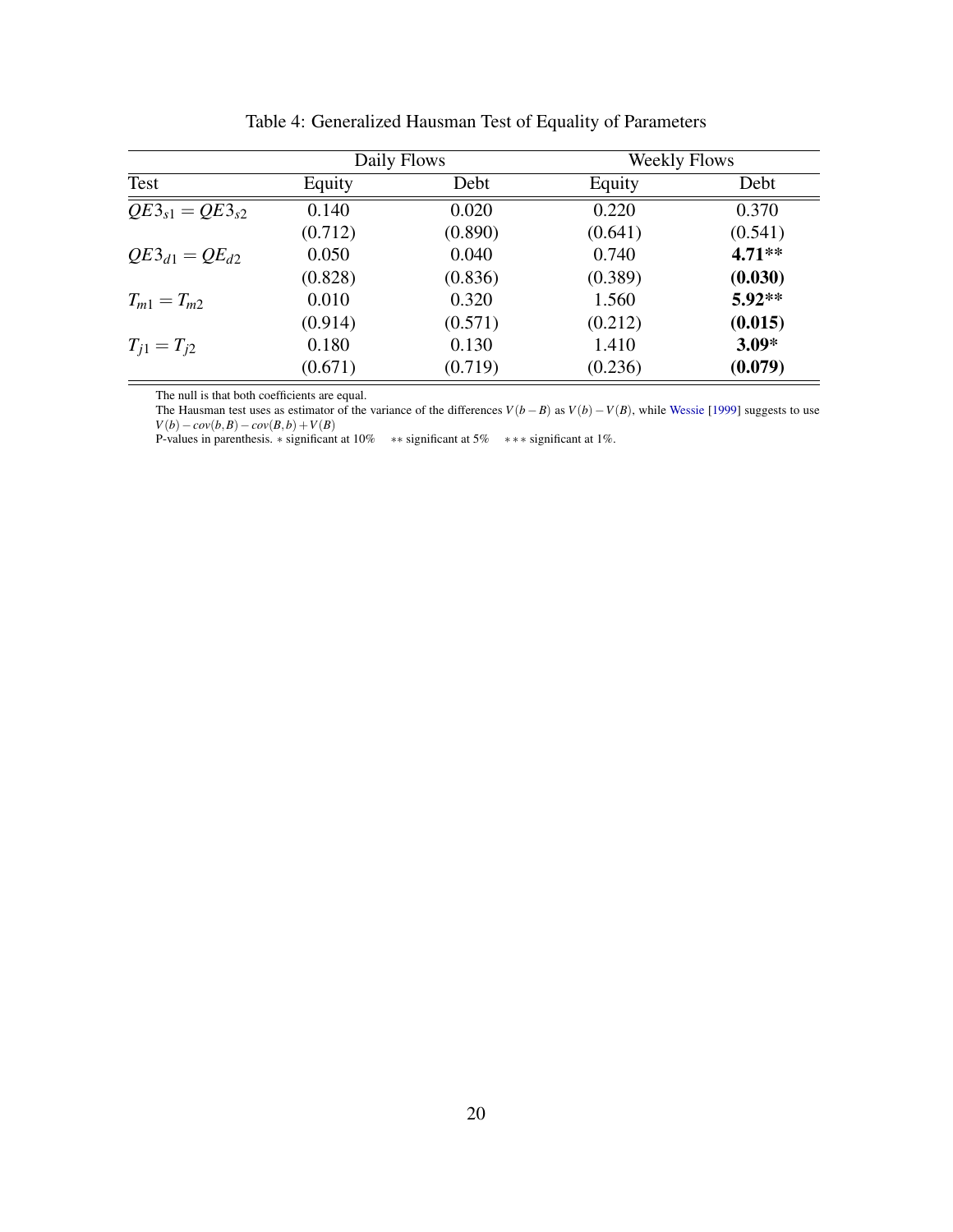Table 4: Generalized Hausman Test of Equality of Parameters

| | Daily Flows | | Weekly Flows | |
|---|---|---|---|---|
| Test | Equity | Debt | Equity | Debt |
| $QE3_{s1} = QE3_{s2}$ | 0.140 | 0.020 | 0.220 | 0.370 |
| | (0.712) | (0.890) | (0.641) | (0.541) |
| $QE3_{d1} = QE_{d2}$ | 0.050 | 0.040 | 0.740 | **4.71**** |
| | (0.828) | (0.836) | (0.389) | **(0.030)** |
| $T_{m1} = T_{m2}$ | 0.010 | 0.320 | 1.560 | **5.92**** |
| | (0.914) | (0.571) | (0.212) | **(0.015)** |
| $T_{j1} = T_{j2}$ | 0.180 | 0.130 | 1.410 | **3.09*** |
| | (0.671) | (0.719) | (0.236) | **(0.079)** |

The null is that both coefficients are equal.
The Hausman test uses as estimator of the variance of the differences $V(b-B)$ as $V(b)-V(B)$, while Wessie [1999] suggests to use $V(b)-cov(b,B)-cov(B,b)+V(B)$
P-values in parenthesis. $*$ significant at 10% $**$ significant at 5% $***$ significant at 1%.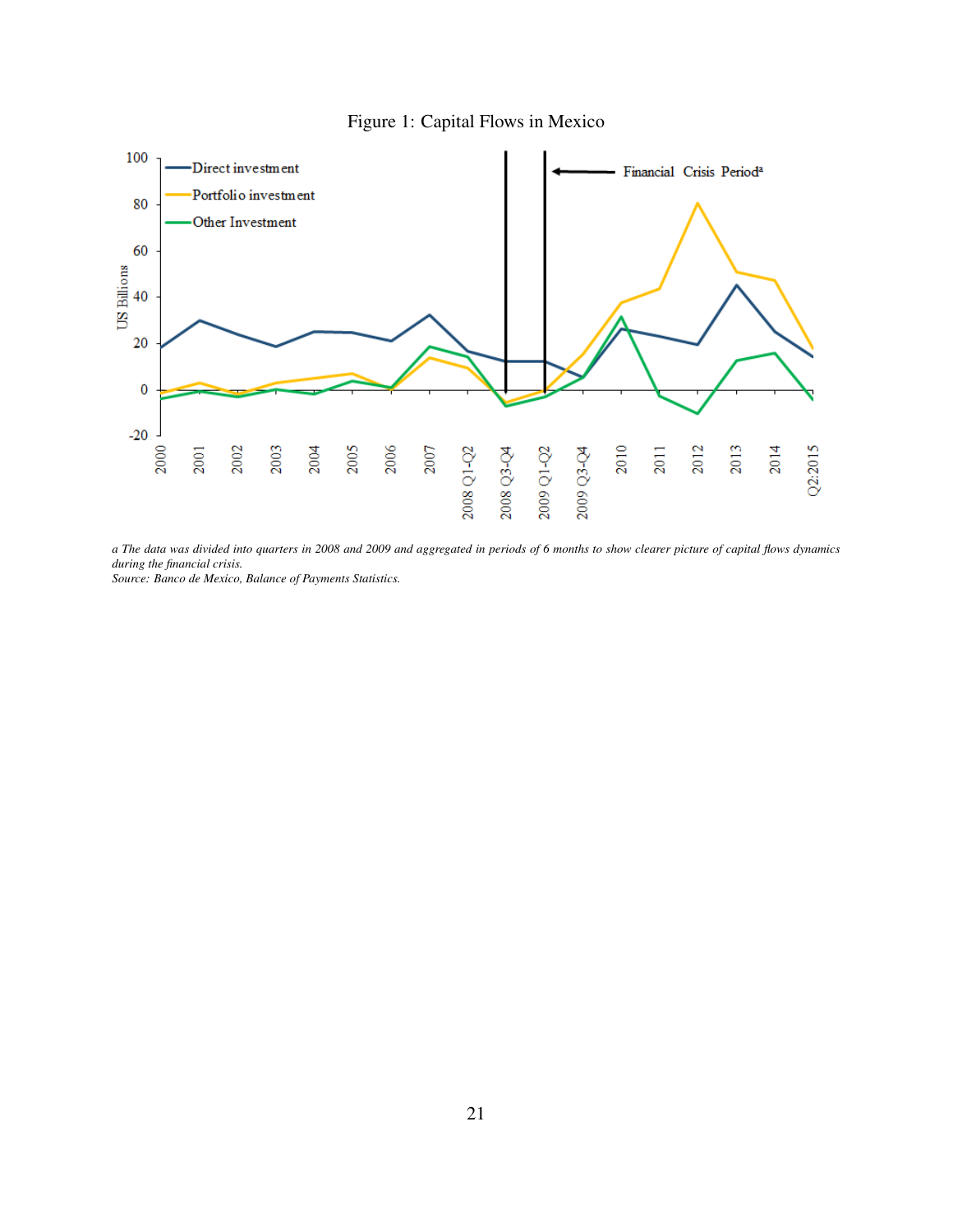Figure 1: Capital Flows in Mexico

*a The data was divided into quarters in 2008 and 2009 and aggregated in periods of 6 months to show clearer picture of capital flows dynamics during the financial crisis.*
*Source: Banco de Mexico, Balance of Payments Statistics.*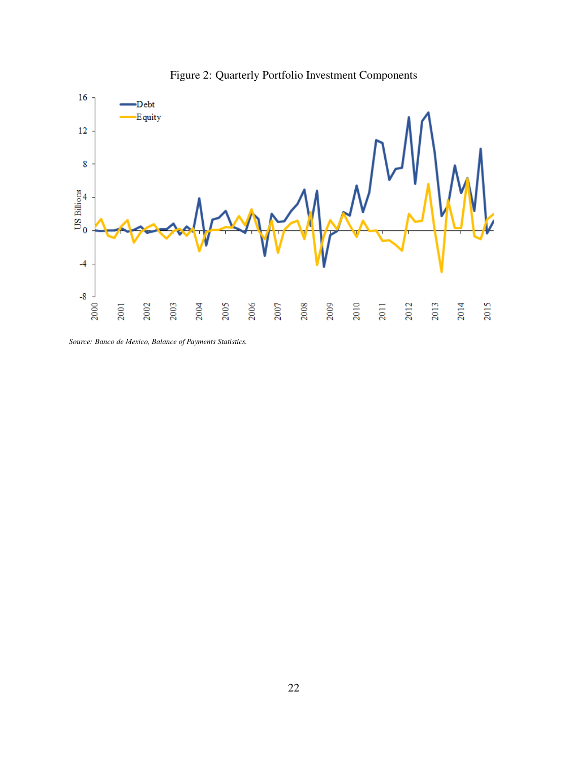Figure 2: Quarterly Portfolio Investment Components

*Source: Banco de Mexico, Balance of Payments Statistics.*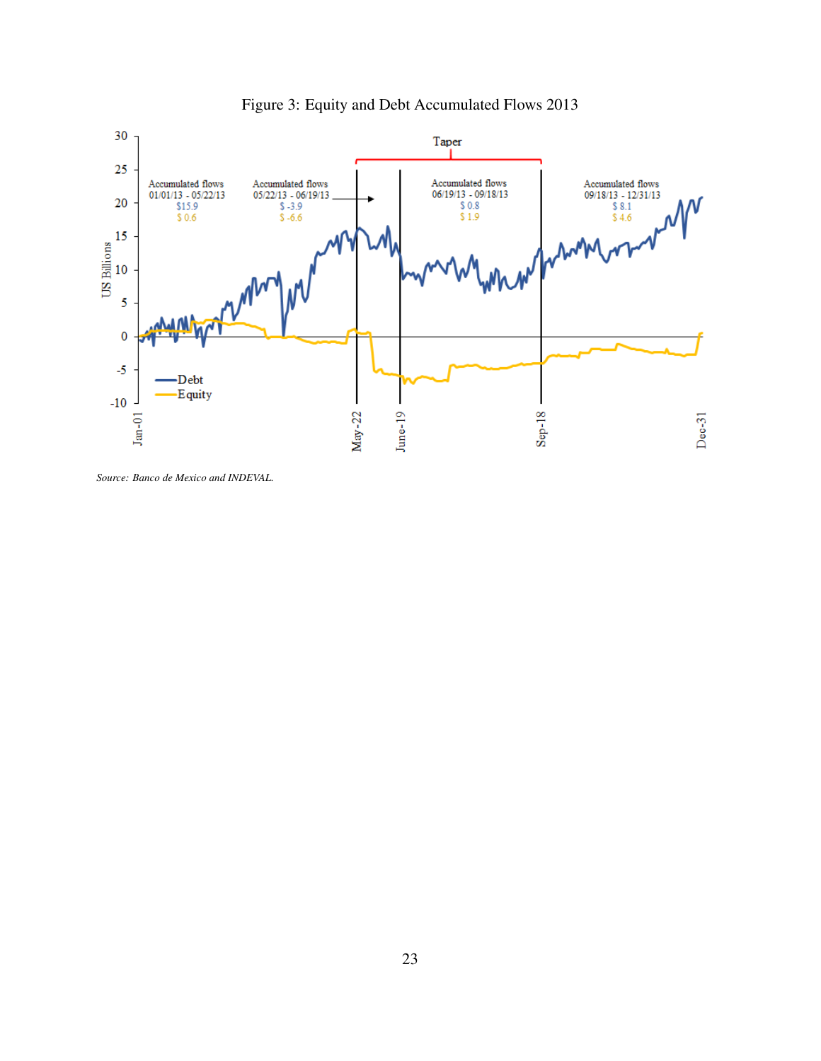Figure 3: Equity and Debt Accumulated Flows 2013

*Source: Banco de Mexico and INDEVAL.*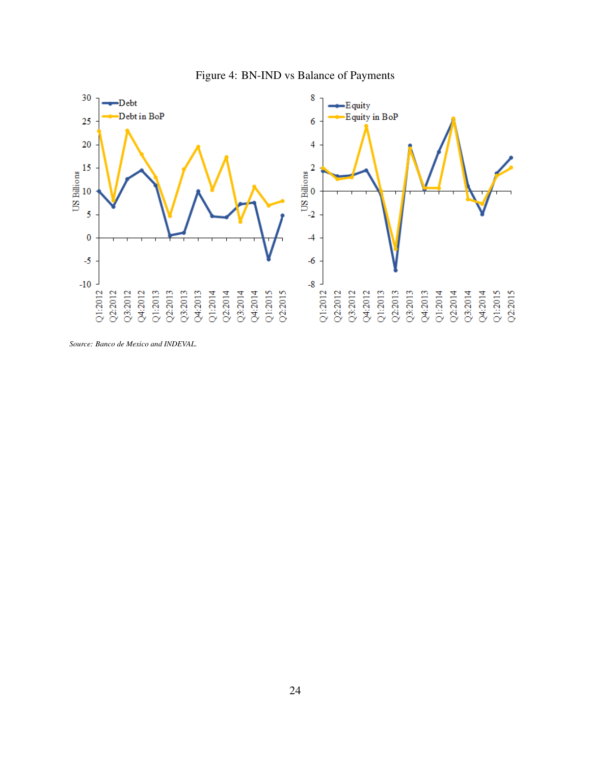Figure 4: BN-IND vs Balance of Payments

*Source: Banco de Mexico and INDEVAL.*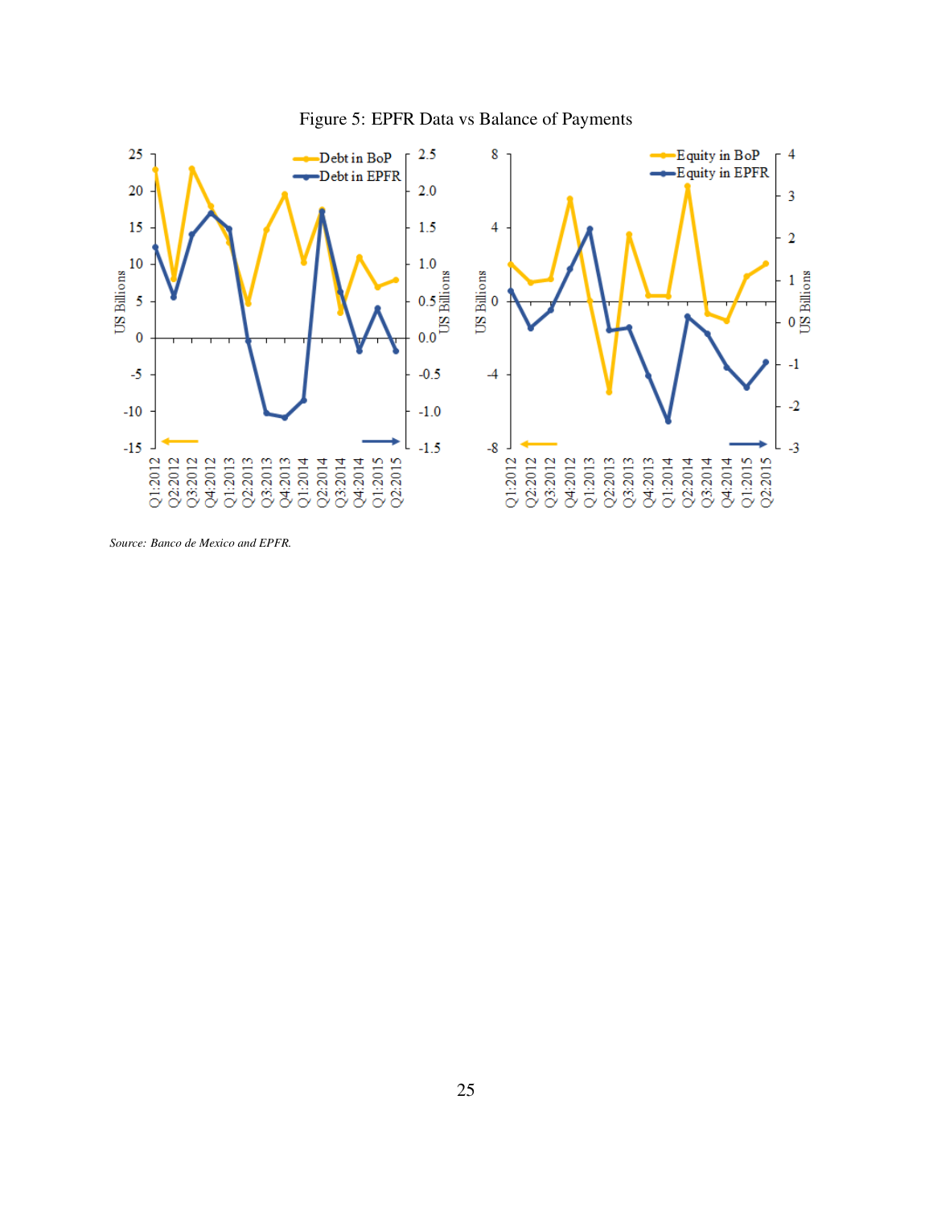Figure 5: EPFR Data vs Balance of Payments

*Source: Banco de Mexico and EPFR.*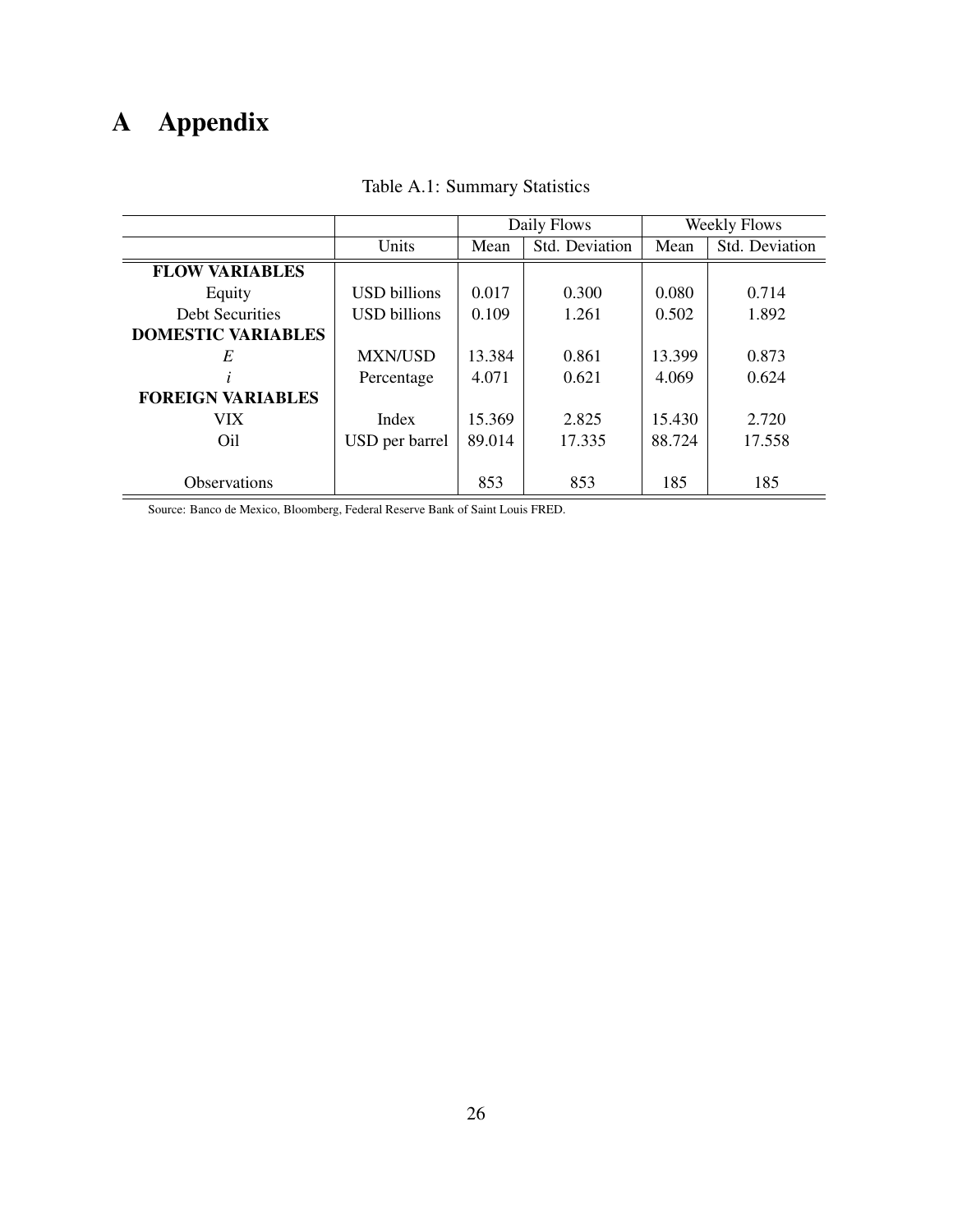# A Appendix

Table A.1: Summary Statistics

| | | Daily Flows | | Weekly Flows | |
|---|---|---|---|---|---|
| | Units | Mean | Std. Deviation | Mean | Std. Deviation |
| **FLOW VARIABLES** | | | | | |
| Equity | USD billions | 0.017 | 0.300 | 0.080 | 0.714 |
| Debt Securities | USD billions | 0.109 | 1.261 | 0.502 | 1.892 |
| **DOMESTIC VARIABLES** | | | | | |
| $E$ | MXN/USD | 13.384 | 0.861 | 13.399 | 0.873 |
| $i$ | Percentage | 4.071 | 0.621 | 4.069 | 0.624 |
| **FOREIGN VARIABLES** | | | | | |
| VIX | Index | 15.369 | 2.825 | 15.430 | 2.720 |
| Oil | USD per barrel | 89.014 | 17.335 | 88.724 | 17.558 |
| Observations | | 853 | 853 | 185 | 185 |

Source: Banco de Mexico, Bloomberg, Federal Reserve Bank of Saint Louis FRED.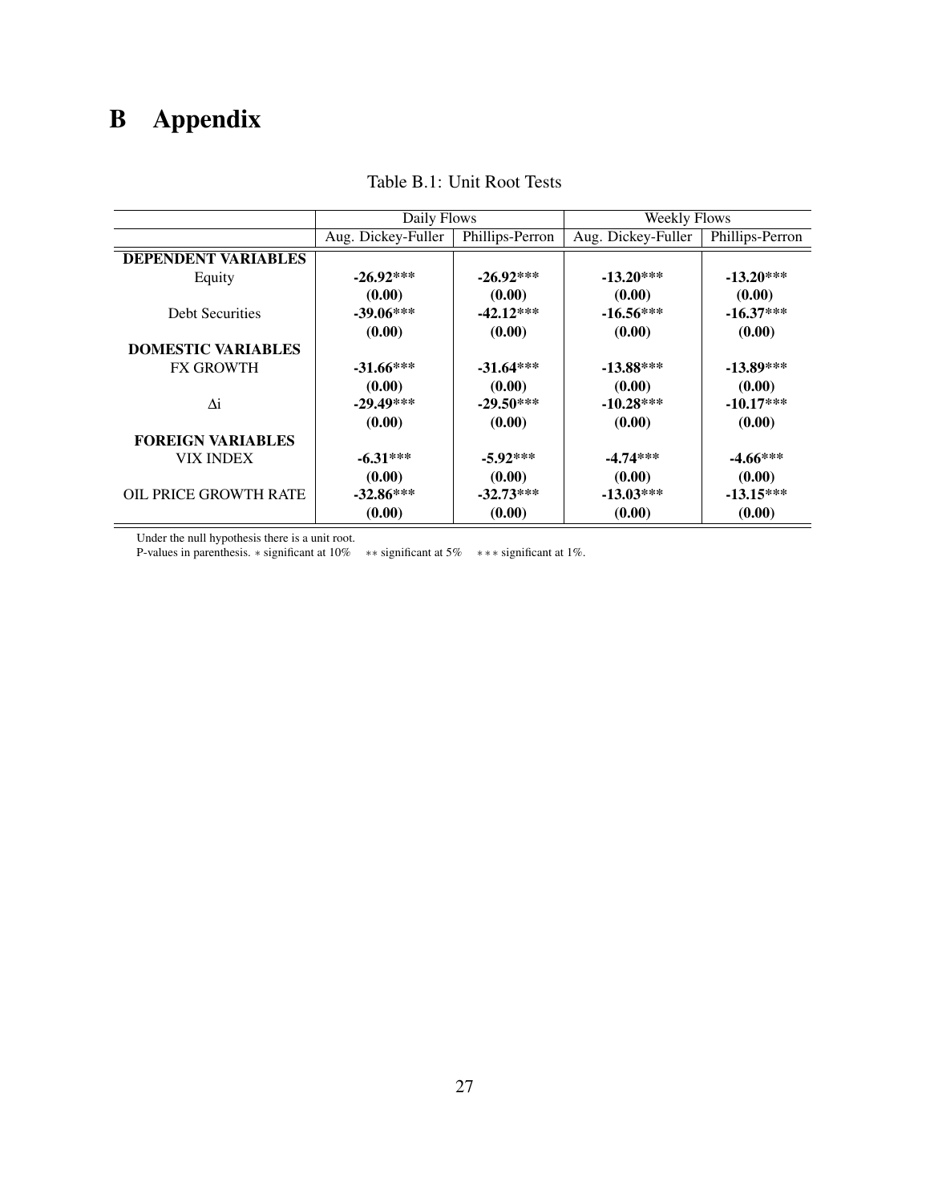# B Appendix

Table B.1: Unit Root Tests

| | Daily Flows | | Weekly Flows | |
|---|---|---|---|---|
| | Aug. Dickey-Fuller | Phillips-Perron | Aug. Dickey-Fuller | Phillips-Perron |
| **DEPENDENT VARIABLES** | | | | |
| Equity | **-26.92*** ** | **-26.92*** ** | **-13.20*** ** | **-13.20*** ** |
| | **(0.00)** | **(0.00)** | **(0.00)** | **(0.00)** |
| Debt Securities | **-39.06*** ** | **-42.12*** ** | **-16.56*** ** | **-16.37*** ** |
| | **(0.00)** | **(0.00)** | **(0.00)** | **(0.00)** |
| **DOMESTIC VARIABLES** | | | | |
| FX GROWTH | **-31.66*** ** | **-31.64*** ** | **-13.88*** ** | **-13.89*** ** |
| | **(0.00)** | **(0.00)** | **(0.00)** | **(0.00)** |
| $\Delta$i | **-29.49*** ** | **-29.50*** ** | **-10.28*** ** | **-10.17*** ** |
| | **(0.00)** | **(0.00)** | **(0.00)** | **(0.00)** |
| **FOREIGN VARIABLES** | | | | |
| VIX INDEX | **-6.31*** ** | **-5.92*** ** | **-4.74*** ** | **-4.66*** ** |
| | **(0.00)** | **(0.00)** | **(0.00)** | **(0.00)** |
| OIL PRICE GROWTH RATE | **-32.86*** ** | **-32.73*** ** | **-13.03*** ** | **-13.15*** ** |
| | **(0.00)** | **(0.00)** | **(0.00)** | **(0.00)** |

Under the null hypothesis there is a unit root.
P-values in parenthesis. * significant at 10% ** significant at 5% *** significant at 1%.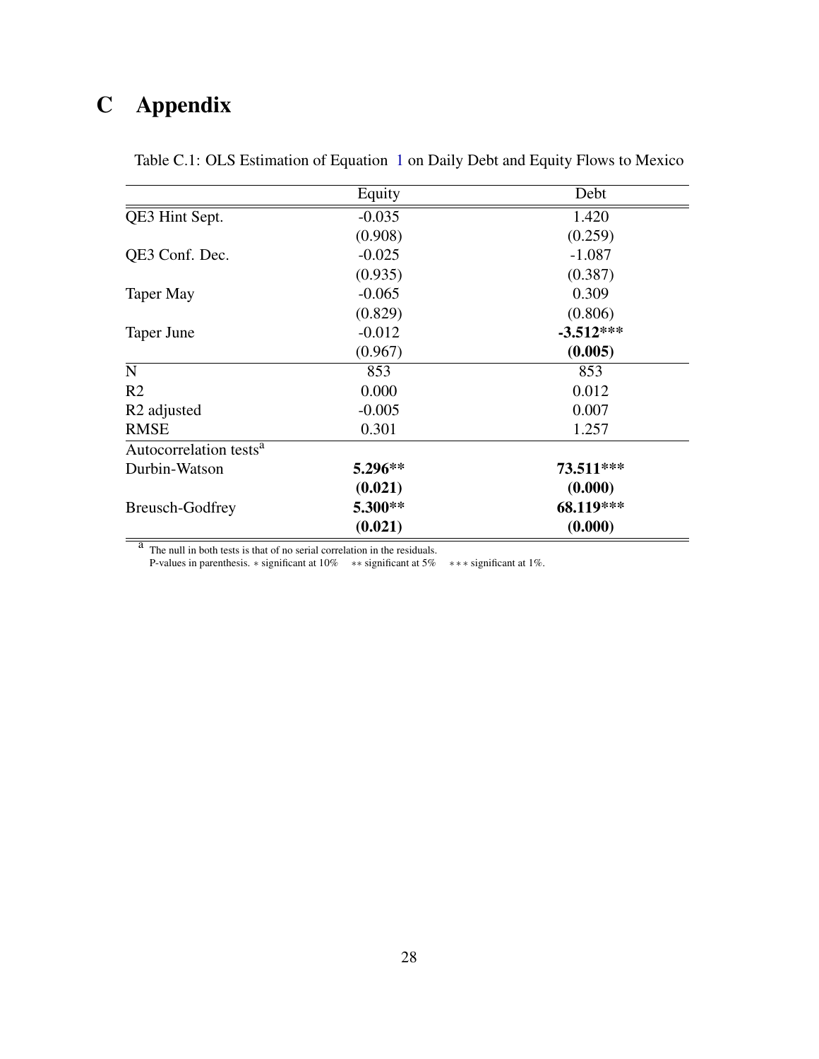# C Appendix

Table C.1: OLS Estimation of Equation 1 on Daily Debt and Equity Flows to Mexico

| | Equity | Debt |
|---|---|---|
| QE3 Hint Sept. | -0.035 | 1.420 |
| | (0.908) | (0.259) |
| QE3 Conf. Dec. | -0.025 | -1.087 |
| | (0.935) | (0.387) |
| Taper May | -0.065 | 0.309 |
| | (0.829) | (0.806) |
| Taper June | -0.012 | **-3.512*** ** |
| | (0.967) | **(0.005)** |
| N | 853 | 853 |
| R2 | 0.000 | 0.012 |
| R2 adjusted | -0.005 | 0.007 |
| RMSE | 0.301 | 1.257 |
| Autocorrelation tests[a] | | |
| Durbin-Watson | **5.296** ** | **73.511*** ** |
| | **(0.021)** | **(0.000)** |
| Breusch-Godfrey | **5.300** ** | **68.119*** ** |
| | **(0.021)** | **(0.000)** |

[a] The null in both tests is that of no serial correlation in the residuals.
P-values in parenthesis. * significant at 10% ** significant at 5% *** significant at 1%.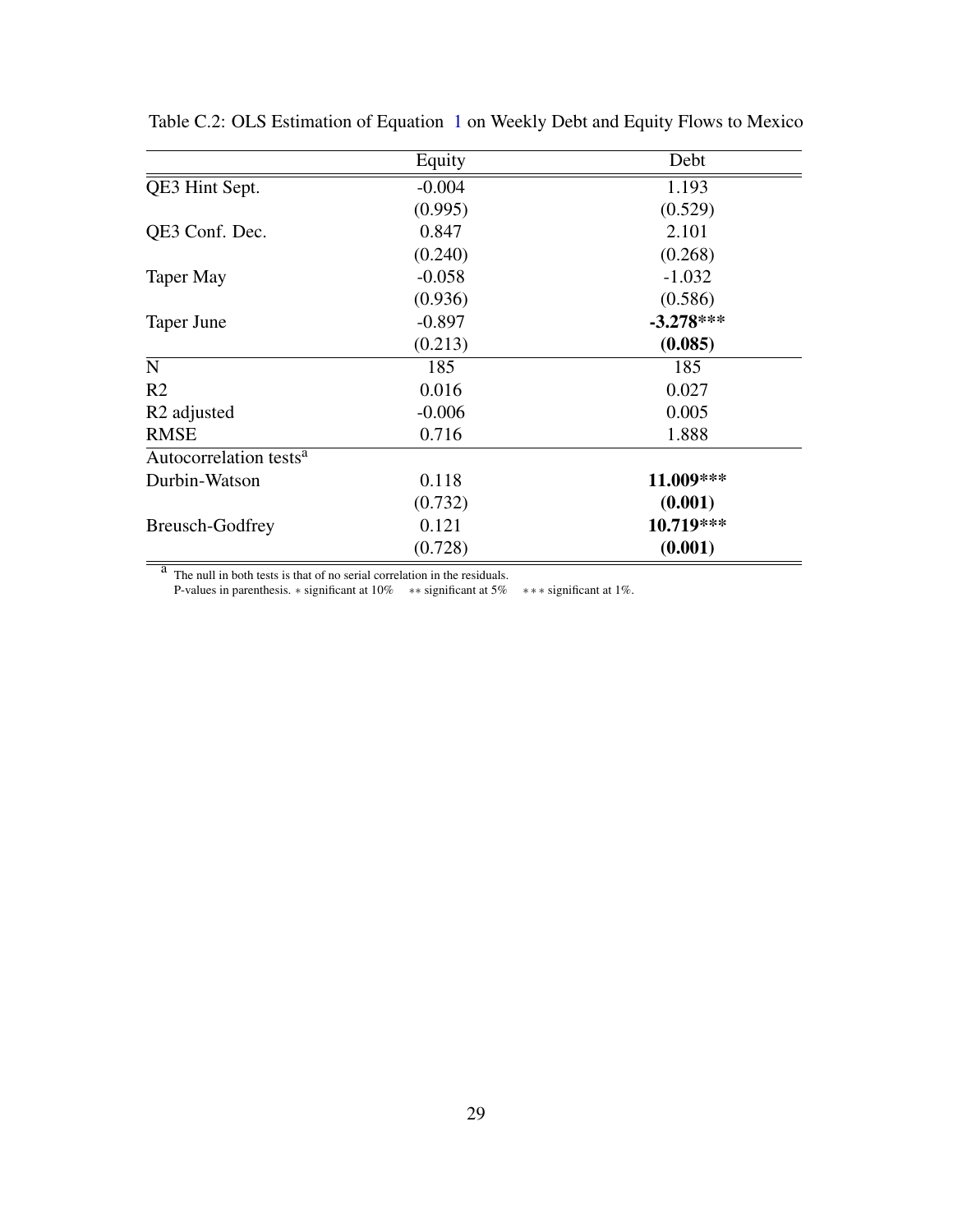Table C.2: OLS Estimation of Equation 1 on Weekly Debt and Equity Flows to Mexico

| | Equity | Debt |
|---|---|---|
| QE3 Hint Sept. | -0.004 | 1.193 |
| | (0.995) | (0.529) |
| QE3 Conf. Dec. | 0.847 | 2.101 |
| | (0.240) | (0.268) |
| Taper May | -0.058 | -1.032 |
| | (0.936) | (0.586) |
| Taper June | -0.897 | **-3.278*** ** |
| | (0.213) | **(0.085)** |
| N | 185 | 185 |
| R2 | 0.016 | 0.027 |
| R2 adjusted | -0.006 | 0.005 |
| RMSE | 0.716 | 1.888 |
| Autocorrelation tests[a] | | |
| Durbin-Watson | 0.118 | **11.009*** ** |
| | (0.732) | **(0.001)** |
| Breusch-Godfrey | 0.121 | **10.719*** ** |
| | (0.728) | **(0.001)** |

[a] The null in both tests is that of no serial correlation in the residuals.
P-values in parenthesis. * significant at 10% ** significant at 5% *** significant at 1%.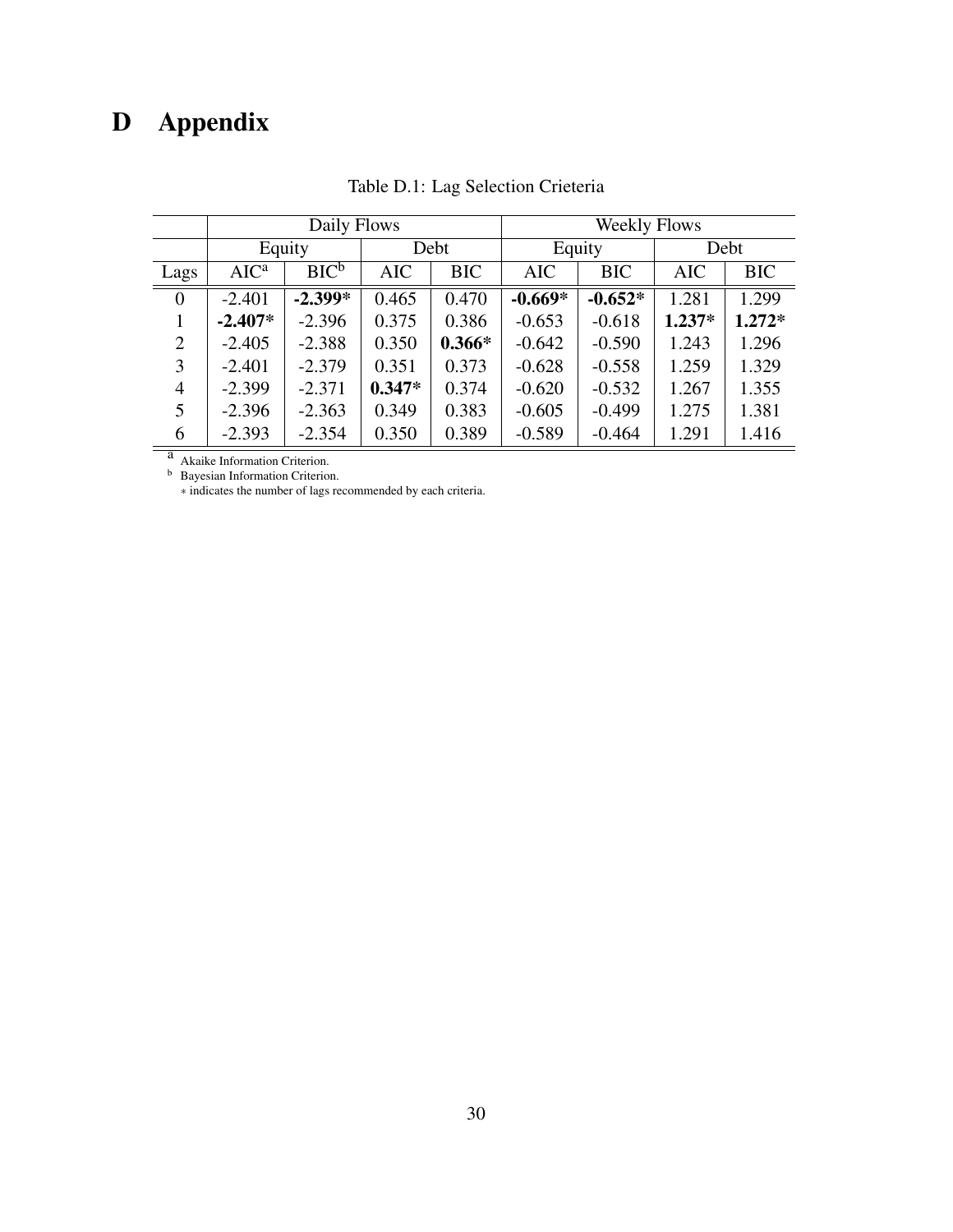# D Appendix

Table D.1: Lag Selection Crieteria

| | Daily Flows | | | | Weekly Flows | | | |
|---|---|---|---|---|---|---|---|---|
| | Equity | | Debt | | Equity | | Debt | |
| Lags | AIC[a] | BIC[b] | AIC | BIC | AIC | BIC | AIC | BIC |
| 0 | -2.401 | **-2.399*** | 0.465 | 0.470 | **-0.669*** | **-0.652*** | 1.281 | 1.299 |
| 1 | **-2.407*** | -2.396 | 0.375 | 0.386 | -0.653 | -0.618 | **1.237*** | **1.272*** |
| 2 | -2.405 | -2.388 | 0.350 | **0.366*** | -0.642 | -0.590 | 1.243 | 1.296 |
| 3 | -2.401 | -2.379 | 0.351 | 0.373 | -0.628 | -0.558 | 1.259 | 1.329 |
| 4 | -2.399 | -2.371 | **0.347*** | 0.374 | -0.620 | -0.532 | 1.267 | 1.355 |
| 5 | -2.396 | -2.363 | 0.349 | 0.383 | -0.605 | -0.499 | 1.275 | 1.381 |
| 6 | -2.393 | -2.354 | 0.350 | 0.389 | -0.589 | -0.464 | 1.291 | 1.416 |

[a] Akaike Information Criterion.
[b] Bayesian Information Criterion.
∗ indicates the number of lags recommended by each criteria.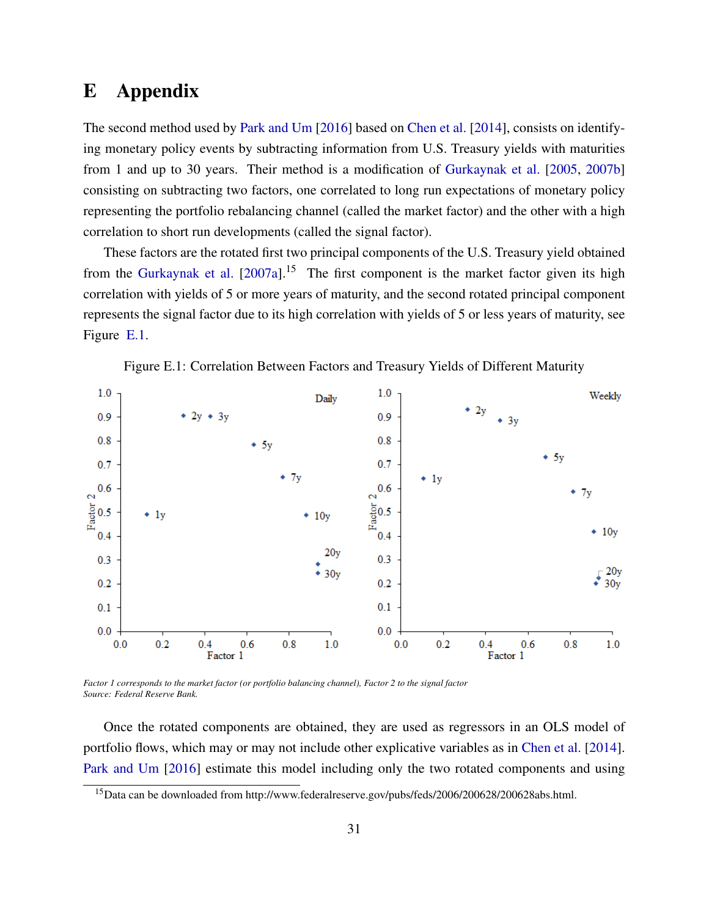# E Appendix

The second method used by Park and Um [2016] based on Chen et al. [2014], consists on identifying monetary policy events by subtracting information from U.S. Treasury yields with maturities from 1 and up to 30 years. Their method is a modification of Gurkaynak et al. [2005, 2007b] consisting on subtracting two factors, one correlated to long run expectations of monetary policy representing the portfolio rebalancing channel (called the market factor) and the other with a high correlation to short run developments (called the signal factor).

These factors are the rotated first two principal components of the U.S. Treasury yield obtained from the Gurkaynak et al. [2007a].[15] The first component is the market factor given its high correlation with yields of 5 or more years of maturity, and the second rotated principal component represents the signal factor due to its high correlation with yields of 5 or less years of maturity, see Figure E.1.

Figure E.1: Correlation Between Factors and Treasury Yields of Different Maturity

*Factor 1 corresponds to the market factor (or portfolio balancing channel), Factor 2 to the signal factor*
*Source: Federal Reserve Bank.*

Once the rotated components are obtained, they are used as regressors in an OLS model of portfolio flows, which may or may not include other explicative variables as in Chen et al. [2014]. Park and Um [2016] estimate this model including only the two rotated components and using

[15] Data can be downloaded from http://www.federalreserve.gov/pubs/feds/2006/200628/200628abs.html.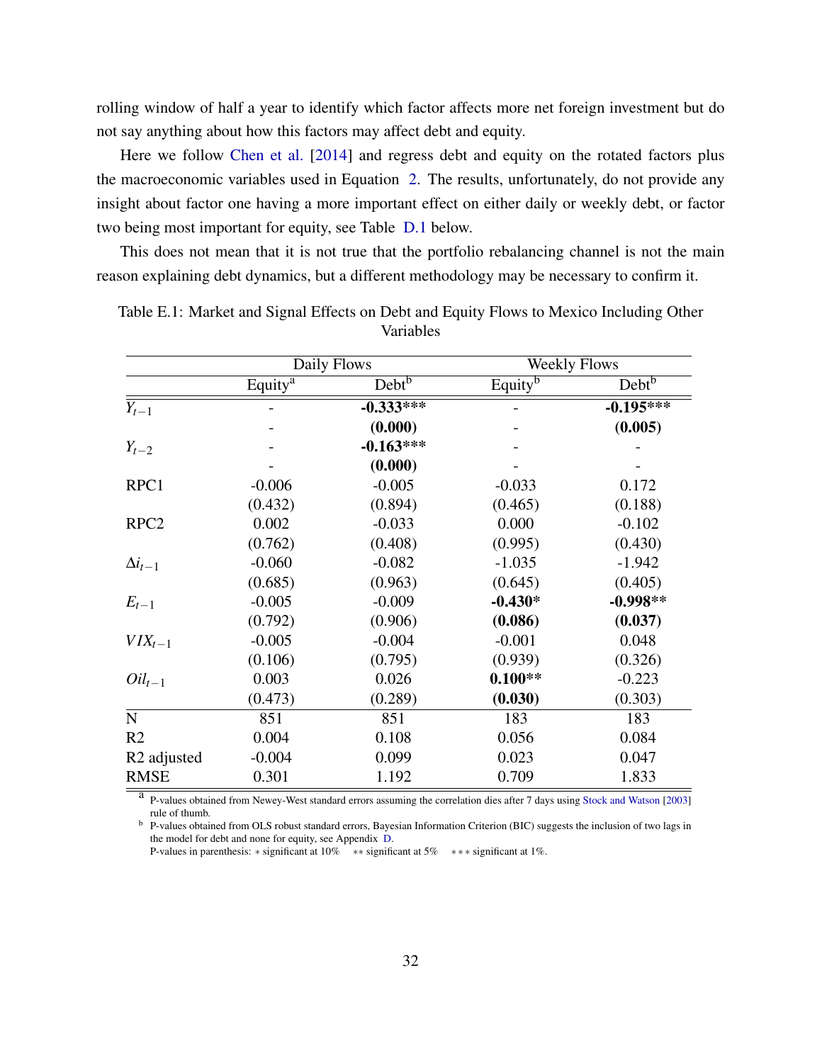rolling window of half a year to identify which factor affects more net foreign investment but do not say anything about how this factors may affect debt and equity.

Here we follow Chen et al. [2014] and regress debt and equity on the rotated factors plus the macroeconomic variables used in Equation 2. The results, unfortunately, do not provide any insight about factor one having a more important effect on either daily or weekly debt, or factor two being most important for equity, see Table D.1 below.

This does not mean that it is not true that the portfolio rebalancing channel is not the main reason explaining debt dynamics, but a different methodology may be necessary to confirm it.

Table E.1: Market and Signal Effects on Debt and Equity Flows to Mexico Including Other Variables

| | Daily Flows | | Weekly Flows | |
|---|---|---|---|---|
| | Equity[a] | Debt[b] | Equity[b] | Debt[b] |
| $Y_{t-1}$ | - | **-0.333\*\*\*** | - | **-0.195\*\*\*** |
| | - | **(0.000)** | - | **(0.005)** |
| $Y_{t-2}$ | - | **-0.163\*\*\*** | - | - |
| | - | **(0.000)** | - | - |
| RPC1 | -0.006 | -0.005 | -0.033 | 0.172 |
| | (0.432) | (0.894) | (0.465) | (0.188) |
| RPC2 | 0.002 | -0.033 | 0.000 | -0.102 |
| | (0.762) | (0.408) | (0.995) | (0.430) |
| $\Delta i_{t-1}$ | -0.060 | -0.082 | -1.035 | -1.942 |
| | (0.685) | (0.963) | (0.645) | (0.405) |
| $E_{t-1}$ | -0.005 | -0.009 | **-0.430\*** | **-0.998\*\*** |
| | (0.792) | (0.906) | **(0.086)** | **(0.037)** |
| $VIX_{t-1}$ | -0.005 | -0.004 | -0.001 | 0.048 |
| | (0.106) | (0.795) | (0.939) | (0.326) |
| $Oil_{t-1}$ | 0.003 | 0.026 | **0.100\*\*** | -0.223 |
| | (0.473) | (0.289) | **(0.030)** | (0.303) |
| N | 851 | 851 | 183 | 183 |
| R2 | 0.004 | 0.108 | 0.056 | 0.084 |
| R2 adjusted | -0.004 | 0.099 | 0.023 | 0.047 |
| RMSE | 0.301 | 1.192 | 0.709 | 1.833 |

[a] P-values obtained from Newey-West standard errors assuming the correlation dies after 7 days using Stock and Watson [2003] rule of thumb.

[b] P-values obtained from OLS robust standard errors, Bayesian Information Criterion (BIC) suggests the inclusion of two lags in the model for debt and none for equity, see Appendix D.

P-values in parenthesis: * significant at 10% ** significant at 5% *** significant at 1%.